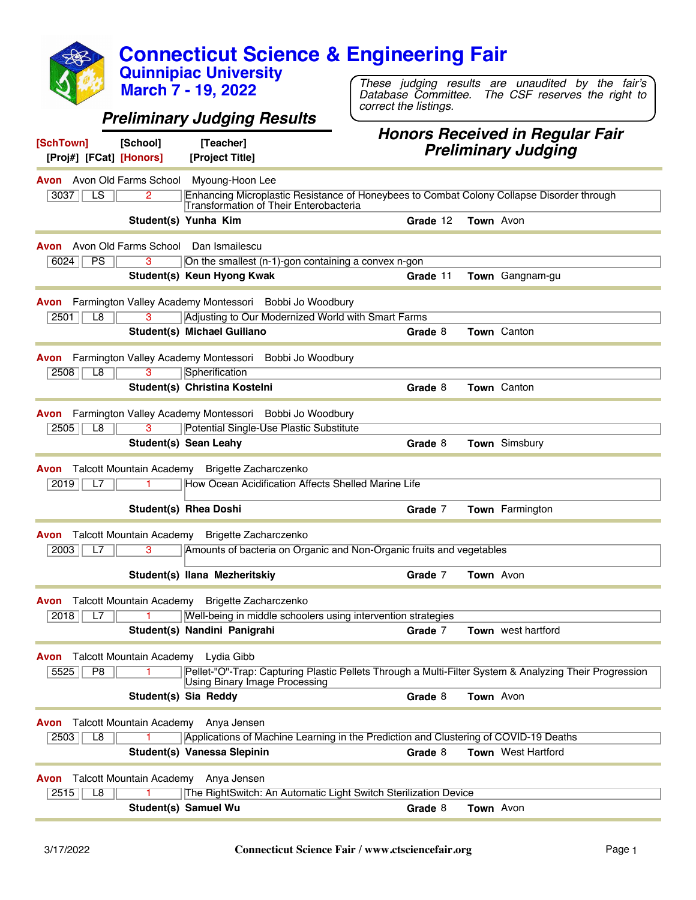# Connecticut Science & Engineering Fair

## Quinnipiac University
## March 7 - 19, 2022

*These judging results are unaudited by the fair's Database Committee. The CSF reserves the right to correct the listings.*

### *Preliminary Judging Results*

### *Honors Received in Regular Fair Preliminary Judging*

[SchTown] [School] [Teacher]
[Proj#] [FCat] [Honors] [Project Title]

---

**Avon** Avon Old Farms School Myoung-Hoon Lee

| 3037 | LS | 2 | Enhancing Microplastic Resistance of Honeybees to Combat Colony Collapse Disorder through Transformation of Their Enterobacteria |
|---|---|---|---|

**Student(s) Yunha Kim** **Grade** 12 **Town** Avon

---

**Avon** Avon Old Farms School Dan Ismailescu

| 6024 | PS | 3 | On the smallest (n-1)-gon containing a convex n-gon |
|---|---|---|---|

**Student(s) Keun Hyong Kwak** **Grade** 11 **Town** Gangnam-gu

---

**Avon** Farmington Valley Academy Montessori Bobbi Jo Woodbury

| 2501 | L8 | 3 | Adjusting to Our Modernized World with Smart Farms |
|---|---|---|---|

**Student(s) Michael Guiliano** **Grade** 8 **Town** Canton

---

**Avon** Farmington Valley Academy Montessori Bobbi Jo Woodbury

| 2508 | L8 | 3 | Spherification |
|---|---|---|---|

**Student(s) Christina Kostelni** **Grade** 8 **Town** Canton

---

**Avon** Farmington Valley Academy Montessori Bobbi Jo Woodbury

| 2505 | L8 | 3 | Potential Single-Use Plastic Substitute |
|---|---|---|---|

**Student(s) Sean Leahy** **Grade** 8 **Town** Simsbury

---

**Avon** Talcott Mountain Academy Brigette Zacharczenko

| 2019 | L7 | 1 | How Ocean Acidification Affects Shelled Marine Life |
|---|---|---|---|

**Student(s) Rhea Doshi** **Grade** 7 **Town** Farmington

---

**Avon** Talcott Mountain Academy Brigette Zacharczenko

| 2003 | L7 | 3 | Amounts of bacteria on Organic and Non-Organic fruits and vegetables |
|---|---|---|---|

**Student(s) Ilana Mezheritskiy** **Grade** 7 **Town** Avon

---

**Avon** Talcott Mountain Academy Brigette Zacharczenko

| 2018 | L7 | 1 | Well-being in middle schoolers using intervention strategies |
|---|---|---|---|

**Student(s) Nandini Panigrahi** **Grade** 7 **Town** west hartford

---

**Avon** Talcott Mountain Academy Lydia Gibb

| 5525 | P8 | 1 | Pellet-"O"-Trap: Capturing Plastic Pellets Through a Multi-Filter System & Analyzing Their Progression Using Binary Image Processing |
|---|---|---|---|

**Student(s) Sia Reddy** **Grade** 8 **Town** Avon

---

**Avon** Talcott Mountain Academy Anya Jensen

| 2503 | L8 | 1 | Applications of Machine Learning in the Prediction and Clustering of COVID-19 Deaths |
|---|---|---|---|

**Student(s) Vanessa Slepinin** **Grade** 8 **Town** West Hartford

---

**Avon** Talcott Mountain Academy Anya Jensen

| 2515 | L8 | 1 | The RightSwitch: An Automatic Light Switch Sterilization Device |
|---|---|---|---|

**Student(s) Samuel Wu** **Grade** 8 **Town** Avon

---

3/17/2022 Connecticut Science Fair / www.ctsciencefair.org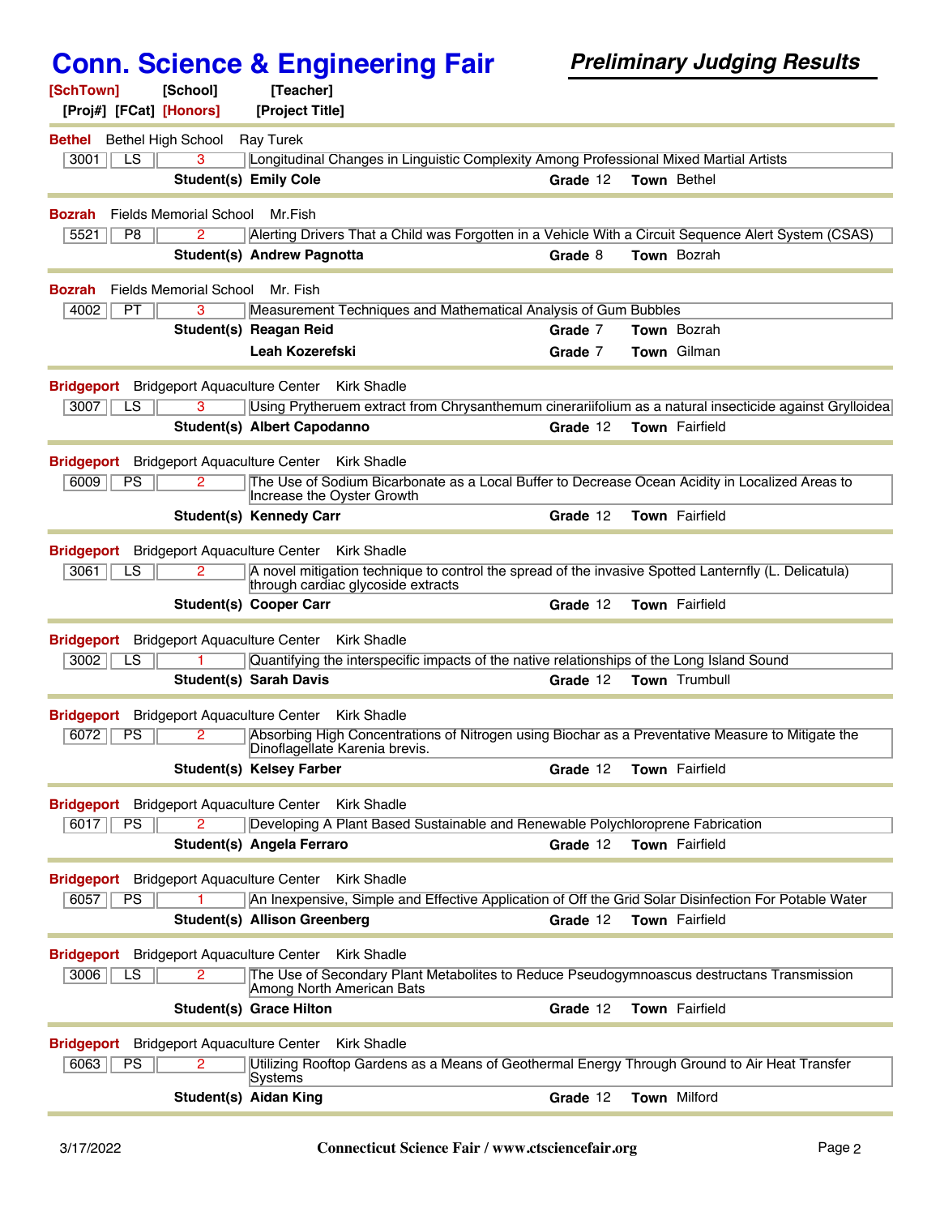# Conn. Science & Engineering Fair

***Preliminary Judging Results***

**[SchTown] [School] [Teacher]**
**[Proj#] [FCat] [Honors] [Project Title]**

---

**Bethel** Bethel High School Ray Turek

| 3001 | LS | 3 | Longitudinal Changes in Linguistic Complexity Among Professional Mixed Martial Artists |
|---|---|---|---|

**Student(s) Emily Cole** **Grade** 12 **Town** Bethel

---

**Bozrah** Fields Memorial School Mr.Fish

| 5521 | P8 | 2 | Alerting Drivers That a Child was Forgotten in a Vehicle With a Circuit Sequence Alert System (CSAS) |
|---|---|---|---|

**Student(s) Andrew Pagnotta** **Grade** 8 **Town** Bozrah

---

**Bozrah** Fields Memorial School Mr. Fish

| 4002 | PT | 3 | Measurement Techniques and Mathematical Analysis of Gum Bubbles |
|---|---|---|---|

**Student(s) Reagan Reid** **Grade** 7 **Town** Bozrah
**Leah Kozerefski** **Grade** 7 **Town** Gilman

---

**Bridgeport** Bridgeport Aquaculture Center Kirk Shadle

| 3007 | LS | 3 | Using Prytheruem extract from Chrysanthemum cinerariifolium as a natural insecticide against Grylloidea |
|---|---|---|---|

**Student(s) Albert Capodanno** **Grade** 12 **Town** Fairfield

---

**Bridgeport** Bridgeport Aquaculture Center Kirk Shadle

| 6009 | PS | 2 | The Use of Sodium Bicarbonate as a Local Buffer to Decrease Ocean Acidity in Localized Areas to Increase the Oyster Growth |
|---|---|---|---|

**Student(s) Kennedy Carr** **Grade** 12 **Town** Fairfield

---

**Bridgeport** Bridgeport Aquaculture Center Kirk Shadle

| 3061 | LS | 2 | A novel mitigation technique to control the spread of the invasive Spotted Lanternfly (L. Delicatula) through cardiac glycoside extracts |
|---|---|---|---|

**Student(s) Cooper Carr** **Grade** 12 **Town** Fairfield

---

**Bridgeport** Bridgeport Aquaculture Center Kirk Shadle

| 3002 | LS | 1 | Quantifying the interspecific impacts of the native relationships of the Long Island Sound |
|---|---|---|---|

**Student(s) Sarah Davis** **Grade** 12 **Town** Trumbull

---

**Bridgeport** Bridgeport Aquaculture Center Kirk Shadle

| 6072 | PS | 2 | Absorbing High Concentrations of Nitrogen using Biochar as a Preventative Measure to Mitigate the Dinoflagellate Karenia brevis. |
|---|---|---|---|

**Student(s) Kelsey Farber** **Grade** 12 **Town** Fairfield

---

**Bridgeport** Bridgeport Aquaculture Center Kirk Shadle

| 6017 | PS | 2 | Developing A Plant Based Sustainable and Renewable Polychloroprene Fabrication |
|---|---|---|---|

**Student(s) Angela Ferraro** **Grade** 12 **Town** Fairfield

---

**Bridgeport** Bridgeport Aquaculture Center Kirk Shadle

| 6057 | PS | 1 | An Inexpensive, Simple and Effective Application of Off the Grid Solar Disinfection For Potable Water |
|---|---|---|---|

**Student(s) Allison Greenberg** **Grade** 12 **Town** Fairfield

---

**Bridgeport** Bridgeport Aquaculture Center Kirk Shadle

| 3006 | LS | 2 | The Use of Secondary Plant Metabolites to Reduce Pseudogymnoascus destructans Transmission Among North American Bats |
|---|---|---|---|

**Student(s) Grace Hilton** **Grade** 12 **Town** Fairfield

---

**Bridgeport** Bridgeport Aquaculture Center Kirk Shadle

| 6063 | PS | 2 | Utilizing Rooftop Gardens as a Means of Geothermal Energy Through Ground to Air Heat Transfer Systems |
|---|---|---|---|

**Student(s) Aidan King** **Grade** 12 **Town** Milford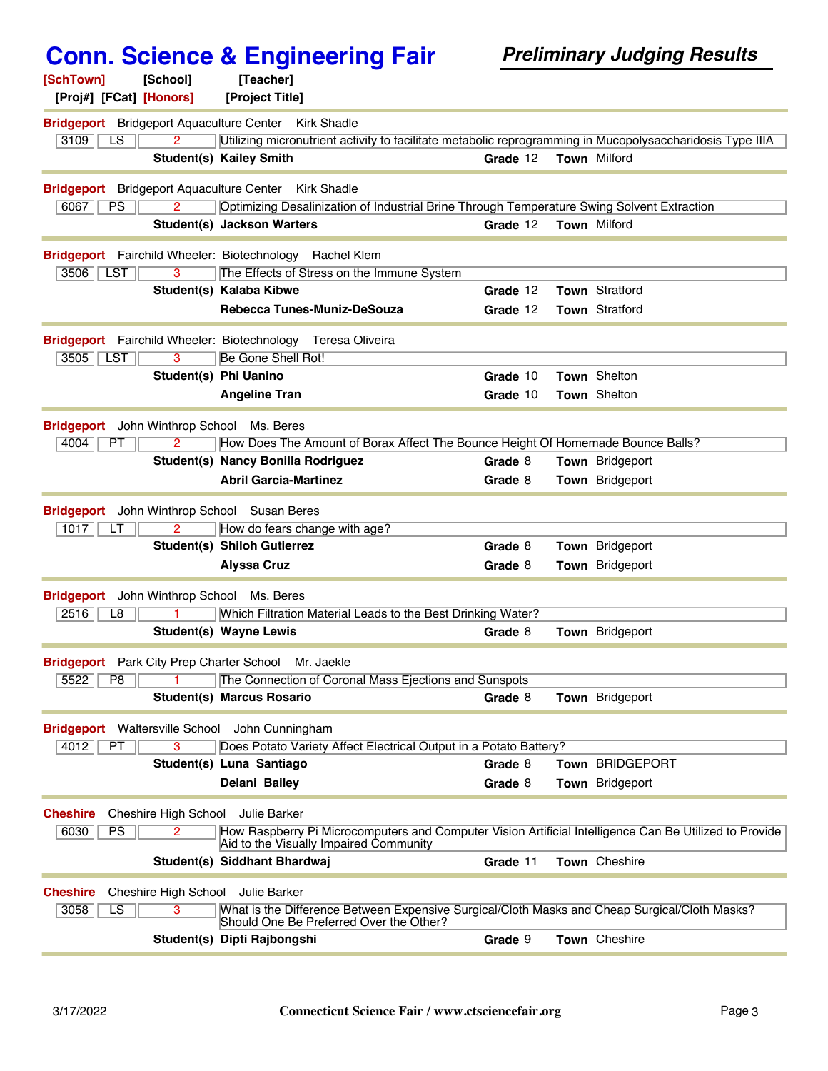# Conn. Science & Engineering Fair

***Preliminary Judging Results***

**[SchTown]** **[School]** **[Teacher]**
**[Proj#]** **[FCat]** **[Honors]** **[Project Title]**

---

**Bridgeport** Bridgeport Aquaculture Center Kirk Shadle

| 3109 | LS | 2 | Utilizing micronutrient activity to facilitate metabolic reprogramming in Mucopolysaccharidosis Type IIIA |
|---|---|---|---|

**Student(s)** **Kailey Smith** — **Grade** 12 **Town** Milford

---

**Bridgeport** Bridgeport Aquaculture Center Kirk Shadle

| 6067 | PS | 2 | Optimizing Desalinization of Industrial Brine Through Temperature Swing Solvent Extraction |
|---|---|---|---|

**Student(s)** **Jackson Warters** — **Grade** 12 **Town** Milford

---

**Bridgeport** Fairchild Wheeler: Biotechnology Rachel Klem

| 3506 | LST | 3 | The Effects of Stress on the Immune System |
|---|---|---|---|

**Student(s)** **Kalaba Kibwe** — **Grade** 12 **Town** Stratford
**Rebecca Tunes-Muniz-DeSouza** — **Grade** 12 **Town** Stratford

---

**Bridgeport** Fairchild Wheeler: Biotechnology Teresa Oliveira

| 3505 | LST | 3 | Be Gone Shell Rot! |
|---|---|---|---|

**Student(s)** **Phi Uanino** — **Grade** 10 **Town** Shelton
**Angeline Tran** — **Grade** 10 **Town** Shelton

---

**Bridgeport** John Winthrop School Ms. Beres

| 4004 | PT | 2 | How Does The Amount of Borax Affect The Bounce Height Of Homemade Bounce Balls? |
|---|---|---|---|

**Student(s)** **Nancy Bonilla Rodriguez** — **Grade** 8 **Town** Bridgeport
**Abril Garcia-Martinez** — **Grade** 8 **Town** Bridgeport

---

**Bridgeport** John Winthrop School Susan Beres

| 1017 | LT | 2 | How do fears change with age? |
|---|---|---|---|

**Student(s)** **Shiloh Gutierrez** — **Grade** 8 **Town** Bridgeport
**Alyssa Cruz** — **Grade** 8 **Town** Bridgeport

---

**Bridgeport** John Winthrop School Ms. Beres

| 2516 | L8 | 1 | Which Filtration Material Leads to the Best Drinking Water? |
|---|---|---|---|

**Student(s)** **Wayne Lewis** — **Grade** 8 **Town** Bridgeport

---

**Bridgeport** Park City Prep Charter School Mr. Jaekle

| 5522 | P8 | 1 | The Connection of Coronal Mass Ejections and Sunspots |
|---|---|---|---|

**Student(s)** **Marcus Rosario** — **Grade** 8 **Town** Bridgeport

---

**Bridgeport** Waltersville School John Cunningham

| 4012 | PT | 3 | Does Potato Variety Affect Electrical Output in a Potato Battery? |
|---|---|---|---|

**Student(s)** **Luna Santiago** — **Grade** 8 **Town** BRIDGEPORT
**Delani Bailey** — **Grade** 8 **Town** Bridgeport

---

**Cheshire** Cheshire High School Julie Barker

| 6030 | PS | 2 | How Raspberry Pi Microcomputers and Computer Vision Artificial Intelligence Can Be Utilized to Provide Aid to the Visually Impaired Community |
|---|---|---|---|

**Student(s)** **Siddhant Bhardwaj** — **Grade** 11 **Town** Cheshire

---

**Cheshire** Cheshire High School Julie Barker

| 3058 | LS | 3 | What is the Difference Between Expensive Surgical/Cloth Masks and Cheap Surgical/Cloth Masks? Should One Be Preferred Over the Other? |
|---|---|---|---|

**Student(s)** **Dipti Rajbongshi** — **Grade** 9 **Town** Cheshire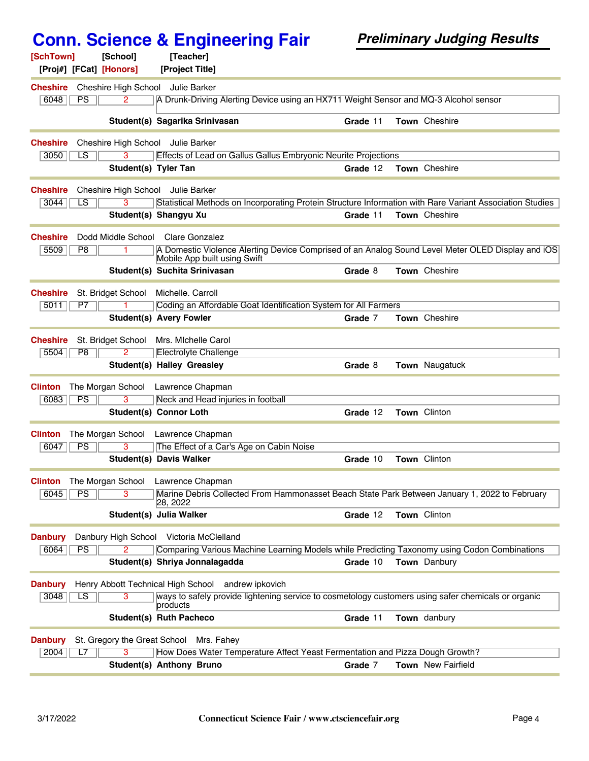# Conn. Science & Engineering Fair

## *Preliminary Judging Results*

| [SchTown] | [School] | [Teacher] | [Proj#] | [FCat] | [Honors] | [Project Title] | Student(s) | Grade | Town |
|---|---|---|---|---|---|---|---|---|---|
| Cheshire | Cheshire High School | Julie Barker | 6048 | PS | 2 | A Drunk-Driving Alerting Device using an HX711 Weight Sensor and MQ-3 Alcohol sensor | Sagarika Srinivasan | 11 | Cheshire |
| Cheshire | Cheshire High School | Julie Barker | 3050 | LS | 3 | Effects of Lead on Gallus Gallus Embryonic Neurite Projections | Tyler Tan | 12 | Cheshire |
| Cheshire | Cheshire High School | Julie Barker | 3044 | LS | 3 | Statistical Methods on Incorporating Protein Structure Information with Rare Variant Association Studies | Shangyu Xu | 11 | Cheshire |
| Cheshire | Dodd Middle School | Clare Gonzalez | 5509 | P8 | 1 | A Domestic Violence Alerting Device Comprised of an Analog Sound Level Meter OLED Display and iOS Mobile App built using Swift | Suchita Srinivasan | 8 | Cheshire |
| Cheshire | St. Bridget School | Michelle. Carroll | 5011 | P7 | 1 | Coding an Affordable Goat Identification System for All Farmers | Avery Fowler | 7 | Cheshire |
| Cheshire | St. Bridget School | Mrs. MIchelle Carol | 5504 | P8 | 2 | Electrolyte Challenge | Hailey Greasley | 8 | Naugatuck |
| Clinton | The Morgan School | Lawrence Chapman | 6083 | PS | 3 | Neck and Head injuries in football | Connor Loth | 12 | Clinton |
| Clinton | The Morgan School | Lawrence Chapman | 6047 | PS | 3 | The Effect of a Car's Age on Cabin Noise | Davis Walker | 10 | Clinton |
| Clinton | The Morgan School | Lawrence Chapman | 6045 | PS | 3 | Marine Debris Collected From Hammonasset Beach State Park Between January 1, 2022 to February 28, 2022 | Julia Walker | 12 | Clinton |
| Danbury | Danbury High School | Victoria McClelland | 6064 | PS | 2 | Comparing Various Machine Learning Models while Predicting Taxonomy using Codon Combinations | Shriya Jonnalagadda | 10 | Danbury |
| Danbury | Henry Abbott Technical High School | andrew ipkovich | 3048 | LS | 3 | ways to safely provide lightening service to cosmetology customers using safer chemicals or organic products | Ruth Pacheco | 11 | danbury |
| Danbury | St. Gregory the Great School | Mrs. Fahey | 2004 | L7 | 3 | How Does Water Temperature Affect Yeast Fermentation and Pizza Dough Growth? | Anthony Bruno | 7 | New Fairfield |

3/17/2022 Connecticut Science Fair / www.ctsciencefair.org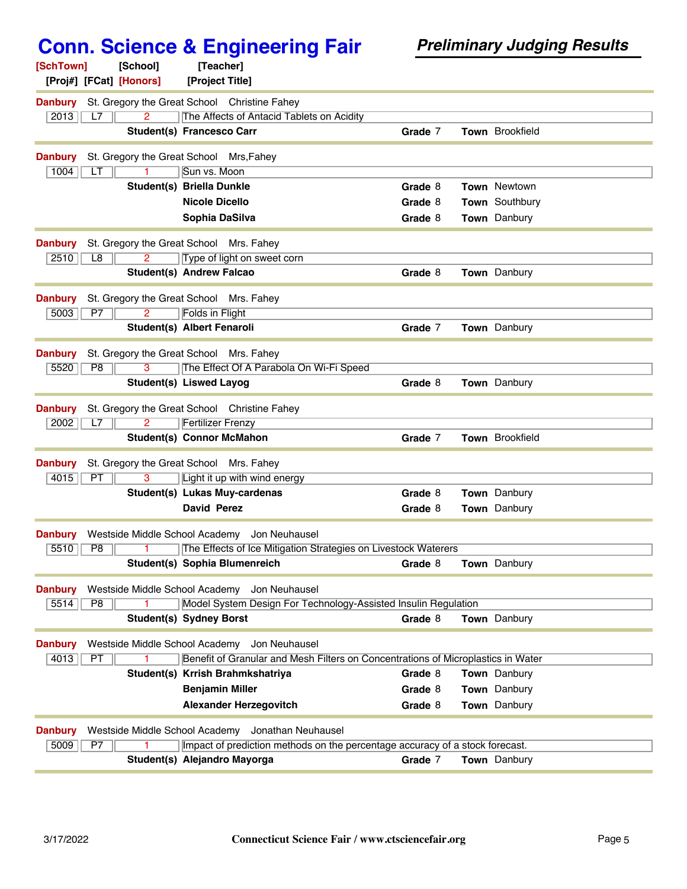# Conn. Science & Engineering Fair

***Preliminary Judging Results***

**[SchTown]** **[School]** **[Teacher]**
**[Proj#]** **[FCat]** **[Honors]** **[Project Title]**

---

**Danbury** St. Gregory the Great School Christine Fahey

| 2013 | L7 | 2 | The Affects of Antacid Tablets on Acidity |
|---|---|---|---|

**Student(s)** **Francesco Carr** — **Grade** 7 — **Town** Brookfield

---

**Danbury** St. Gregory the Great School Mrs,Fahey

| 1004 | LT | 1 | Sun vs. Moon |
|---|---|---|---|

**Student(s)** **Briella Dunkle** — **Grade** 8 — **Town** Newtown
**Nicole Dicello** — **Grade** 8 — **Town** Southbury
**Sophia DaSilva** — **Grade** 8 — **Town** Danbury

---

**Danbury** St. Gregory the Great School Mrs. Fahey

| 2510 | L8 | 2 | Type of light on sweet corn |
|---|---|---|---|

**Student(s)** **Andrew Falcao** — **Grade** 8 — **Town** Danbury

---

**Danbury** St. Gregory the Great School Mrs. Fahey

| 5003 | P7 | 2 | Folds in Flight |
|---|---|---|---|

**Student(s)** **Albert Fenaroli** — **Grade** 7 — **Town** Danbury

---

**Danbury** St. Gregory the Great School Mrs. Fahey

| 5520 | P8 | 3 | The Effect Of A Parabola On Wi-Fi Speed |
|---|---|---|---|

**Student(s)** **Liswed Layog** — **Grade** 8 — **Town** Danbury

---

**Danbury** St. Gregory the Great School Christine Fahey

| 2002 | L7 | 2 | Fertilizer Frenzy |
|---|---|---|---|

**Student(s)** **Connor McMahon** — **Grade** 7 — **Town** Brookfield

---

**Danbury** St. Gregory the Great School Mrs. Fahey

| 4015 | PT | 3 | Light it up with wind energy |
|---|---|---|---|

**Student(s)** **Lukas Muy-cardenas** — **Grade** 8 — **Town** Danbury
**David Perez** — **Grade** 8 — **Town** Danbury

---

**Danbury** Westside Middle School Academy Jon Neuhausel

| 5510 | P8 | 1 | The Effects of Ice Mitigation Strategies on Livestock Waterers |
|---|---|---|---|

**Student(s)** **Sophia Blumenreich** — **Grade** 8 — **Town** Danbury

---

**Danbury** Westside Middle School Academy Jon Neuhausel

| 5514 | P8 | 1 | Model System Design For Technology-Assisted Insulin Regulation |
|---|---|---|---|

**Student(s)** **Sydney Borst** — **Grade** 8 — **Town** Danbury

---

**Danbury** Westside Middle School Academy Jon Neuhausel

| 4013 | PT | 1 | Benefit of Granular and Mesh Filters on Concentrations of Microplastics in Water |
|---|---|---|---|

**Student(s)** **Krrish Brahmkshatriya** — **Grade** 8 — **Town** Danbury
**Benjamin Miller** — **Grade** 8 — **Town** Danbury
**Alexander Herzegovitch** — **Grade** 8 — **Town** Danbury

---

**Danbury** Westside Middle School Academy Jonathan Neuhausel

| 5009 | P7 | 1 | Impact of prediction methods on the percentage accuracy of a stock forecast. |
|---|---|---|---|

**Student(s)** **Alejandro Mayorga** — **Grade** 7 — **Town** Danbury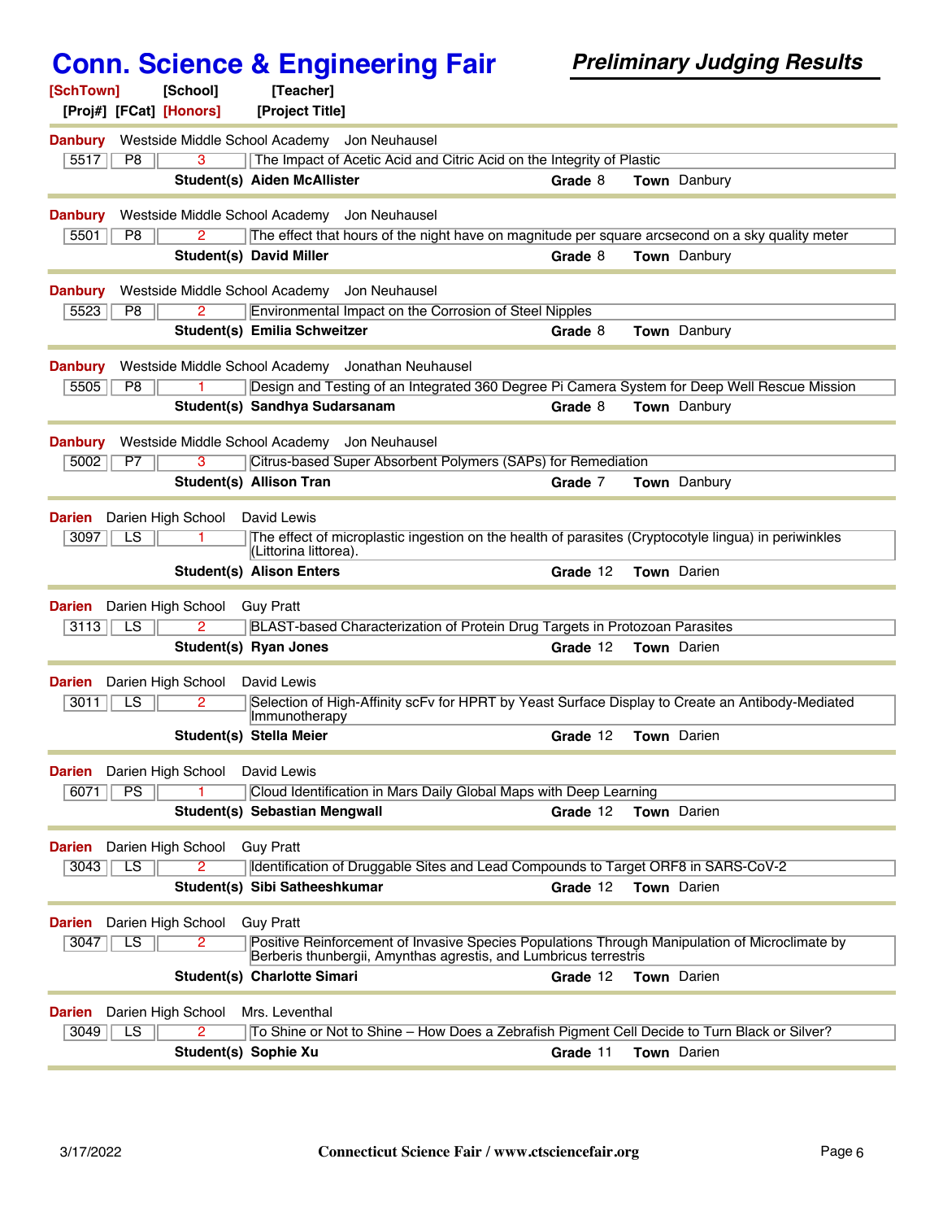# Conn. Science & Engineering Fair

## *Preliminary Judging Results*

| [SchTown] [Proj#] | [School] [FCat] | [Honors] | [Teacher] [Project Title] | Student(s) | Grade | Town |
|---|---|---|---|---|---|---|
| Danbury 5517 | Westside Middle School Academy P8 | 3 | Jon Neuhausel — The Impact of Acetic Acid and Citric Acid on the Integrity of Plastic | Aiden McAllister | 8 | Danbury |
| Danbury 5501 | Westside Middle School Academy P8 | 2 | Jon Neuhausel — The effect that hours of the night have on magnitude per square arcsecond on a sky quality meter | David Miller | 8 | Danbury |
| Danbury 5523 | Westside Middle School Academy P8 | 2 | Jon Neuhausel — Environmental Impact on the Corrosion of Steel Nipples | Emilia Schweitzer | 8 | Danbury |
| Danbury 5505 | Westside Middle School Academy P8 | 1 | Jonathan Neuhausel — Design and Testing of an Integrated 360 Degree Pi Camera System for Deep Well Rescue Mission | Sandhya Sudarsanam | 8 | Danbury |
| Danbury 5002 | Westside Middle School Academy P7 | 3 | Jon Neuhausel — Citrus-based Super Absorbent Polymers (SAPs) for Remediation | Allison Tran | 7 | Danbury |
| Darien 3097 | Darien High School LS | 1 | David Lewis — The effect of microplastic ingestion on the health of parasites (Cryptocotyle lingua) in periwinkles (Littorina littorea). | Alison Enters | 12 | Darien |
| Darien 3113 | Darien High School LS | 2 | Guy Pratt — BLAST-based Characterization of Protein Drug Targets in Protozoan Parasites | Ryan Jones | 12 | Darien |
| Darien 3011 | Darien High School LS | 2 | David Lewis — Selection of High-Affinity scFv for HPRT by Yeast Surface Display to Create an Antibody-Mediated Immunotherapy | Stella Meier | 12 | Darien |
| Darien 6071 | Darien High School PS | 1 | David Lewis — Cloud Identification in Mars Daily Global Maps with Deep Learning | Sebastian Mengwall | 12 | Darien |
| Darien 3043 | Darien High School LS | 2 | Guy Pratt — Identification of Druggable Sites and Lead Compounds to Target ORF8 in SARS-CoV-2 | Sibi Satheeshkumar | 12 | Darien |
| Darien 3047 | Darien High School LS | 2 | Guy Pratt — Positive Reinforcement of Invasive Species Populations Through Manipulation of Microclimate by Berberis thunbergii, Amynthas agrestis, and Lumbricus terrestris | Charlotte Simari | 12 | Darien |
| Darien 3049 | Darien High School LS | 2 | Mrs. Leventhal — To Shine or Not to Shine – How Does a Zebrafish Pigment Cell Decide to Turn Black or Silver? | Sophie Xu | 11 | Darien |

3/17/2022 — Connecticut Science Fair / www.ctsciencefair.org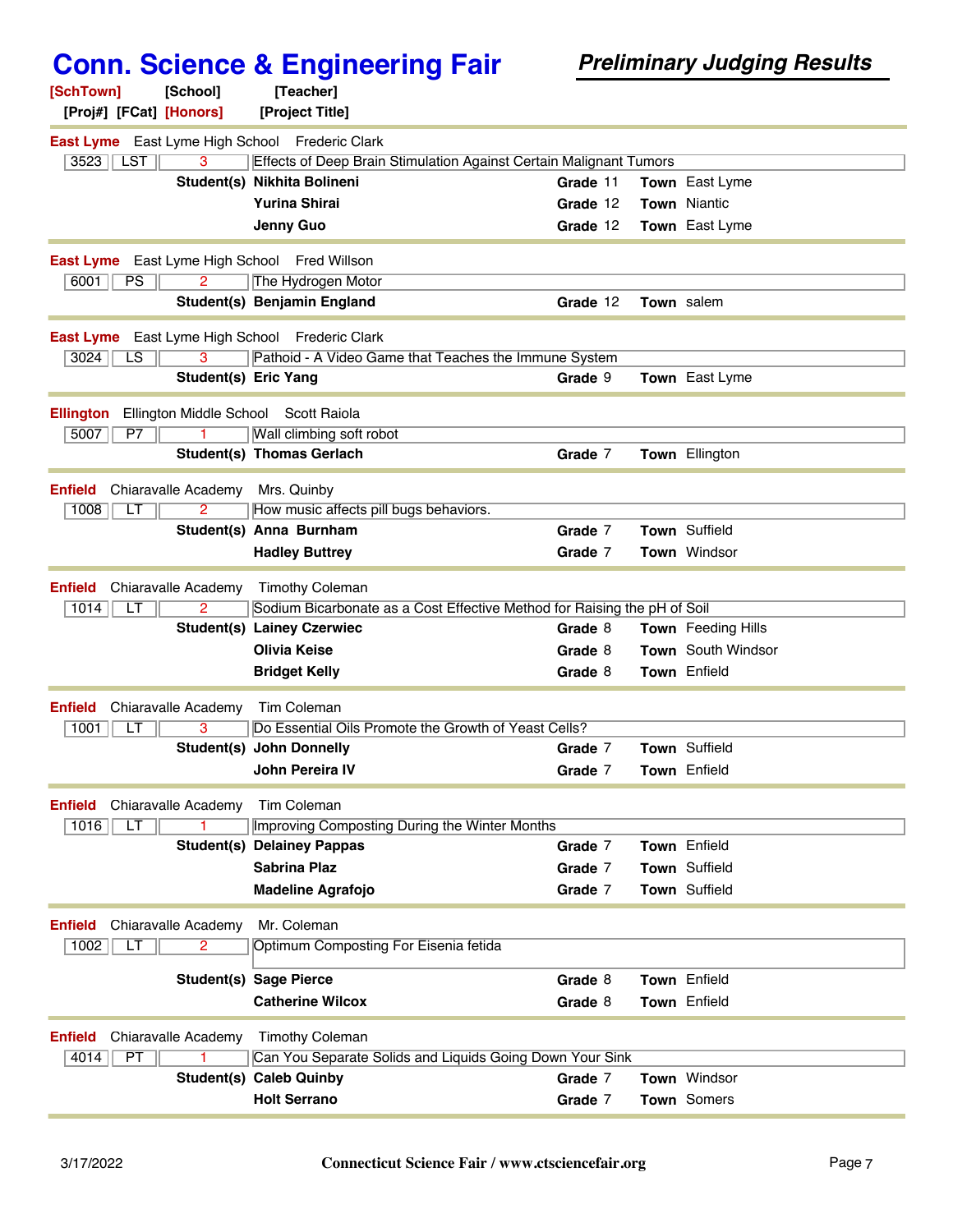# Conn. Science & Engineering Fair

***Preliminary Judging Results***

**[SchTown]** **[School]** **[Teacher]**
**[Proj#]** **[FCat]** **[Honors]** **[Project Title]**

---

**East Lyme** East Lyme High School Frederic Clark

| 3523 | LST | 3 | Effects of Deep Brain Stimulation Against Certain Malignant Tumors |
|---|---|---|---|

**Student(s)**
- **Nikhita Bolineni** — **Grade** 11 — **Town** East Lyme
- **Yurina Shirai** — **Grade** 12 — **Town** Niantic
- **Jenny Guo** — **Grade** 12 — **Town** East Lyme

---

**East Lyme** East Lyme High School Fred Willson

| 6001 | PS | 2 | The Hydrogen Motor |
|---|---|---|---|

**Student(s)**
- **Benjamin England** — **Grade** 12 — **Town** salem

---

**East Lyme** East Lyme High School Frederic Clark

| 3024 | LS | 3 | Pathoid - A Video Game that Teaches the Immune System |
|---|---|---|---|

**Student(s)**
- **Eric Yang** — **Grade** 9 — **Town** East Lyme

---

**Ellington** Ellington Middle School Scott Raiola

| 5007 | P7 | 1 | Wall climbing soft robot |
|---|---|---|---|

**Student(s)**
- **Thomas Gerlach** — **Grade** 7 — **Town** Ellington

---

**Enfield** Chiaravalle Academy Mrs. Quinby

| 1008 | LT | 2 | How music affects pill bugs behaviors. |
|---|---|---|---|

**Student(s)**
- **Anna Burnham** — **Grade** 7 — **Town** Suffield
- **Hadley Buttrey** — **Grade** 7 — **Town** Windsor

---

**Enfield** Chiaravalle Academy Timothy Coleman

| 1014 | LT | 2 | Sodium Bicarbonate as a Cost Effective Method for Raising the pH of Soil |
|---|---|---|---|

**Student(s)**
- **Lainey Czerwiec** — **Grade** 8 — **Town** Feeding Hills
- **Olivia Keise** — **Grade** 8 — **Town** South Windsor
- **Bridget Kelly** — **Grade** 8 — **Town** Enfield

---

**Enfield** Chiaravalle Academy Tim Coleman

| 1001 | LT | 3 | Do Essential Oils Promote the Growth of Yeast Cells? |
|---|---|---|---|

**Student(s)**
- **John Donnelly** — **Grade** 7 — **Town** Suffield
- **John Pereira IV** — **Grade** 7 — **Town** Enfield

---

**Enfield** Chiaravalle Academy Tim Coleman

| 1016 | LT | 1 | Improving Composting During the Winter Months |
|---|---|---|---|

**Student(s)**
- **Delainey Pappas** — **Grade** 7 — **Town** Enfield
- **Sabrina Plaz** — **Grade** 7 — **Town** Suffield
- **Madeline Agrafojo** — **Grade** 7 — **Town** Suffield

---

**Enfield** Chiaravalle Academy Mr. Coleman

| 1002 | LT | 2 | Optimum Composting For Eisenia fetida |
|---|---|---|---|

**Student(s)**
- **Sage Pierce** — **Grade** 8 — **Town** Enfield
- **Catherine Wilcox** — **Grade** 8 — **Town** Enfield

---

**Enfield** Chiaravalle Academy Timothy Coleman

| 4014 | PT | 1 | Can You Separate Solids and Liquids Going Down Your Sink |
|---|---|---|---|

**Student(s)**
- **Caleb Quinby** — **Grade** 7 — **Town** Windsor
- **Holt Serrano** — **Grade** 7 — **Town** Somers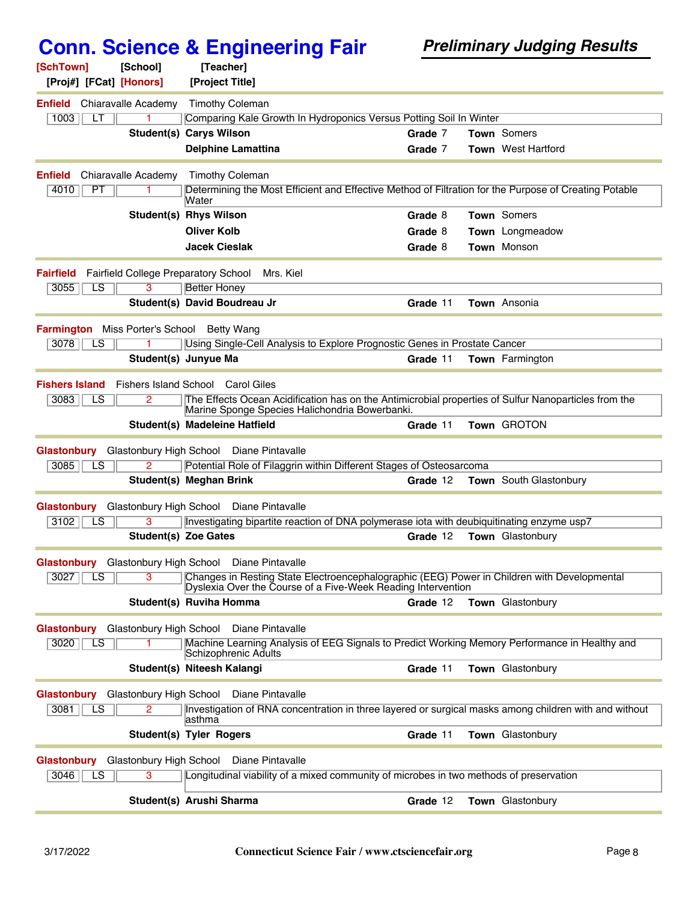# Conn. Science & Engineering Fair

***Preliminary Judging Results***

**[SchTown]** **[School]** **[Teacher]**
**[Proj#]** **[FCat]** **[Honors]** **[Project Title]**

---

**Enfield** Chiaravalle Academy Timothy Coleman

| 1003 | LT | 1 | Comparing Kale Growth In Hydroponics Versus Potting Soil In Winter |
|---|---|---|---|

| Student(s) | Grade | Town |
|---|---|---|
| **Carys Wilson** | 7 | Somers |
| **Delphine Lamattina** | 7 | West Hartford |

---

**Enfield** Chiaravalle Academy Timothy Coleman

| 4010 | PT | 1 | Determining the Most Efficient and Effective Method of Filtration for the Purpose of Creating Potable Water |
|---|---|---|---|

| Student(s) | Grade | Town |
|---|---|---|
| **Rhys Wilson** | 8 | Somers |
| **Oliver Kolb** | 8 | Longmeadow |
| **Jacek Cieslak** | 8 | Monson |

---

**Fairfield** Fairfield College Preparatory School Mrs. Kiel

| 3055 | LS | 3 | Better Honey |
|---|---|---|---|

| Student(s) | Grade | Town |
|---|---|---|
| **David Boudreau Jr** | 11 | Ansonia |

---

**Farmington** Miss Porter's School Betty Wang

| 3078 | LS | 1 | Using Single-Cell Analysis to Explore Prognostic Genes in Prostate Cancer |
|---|---|---|---|

| Student(s) | Grade | Town |
|---|---|---|
| **Junyue Ma** | 11 | Farmington |

---

**Fishers Island** Fishers Island School Carol Giles

| 3083 | LS | 2 | The Effects Ocean Acidification has on the Antimicrobial properties of Sulfur Nanoparticles from the Marine Sponge Species Halichondria Bowerbanki. |
|---|---|---|---|

| Student(s) | Grade | Town |
|---|---|---|
| **Madeleine Hatfield** | 11 | GROTON |

---

**Glastonbury** Glastonbury High School Diane Pintavalle

| 3085 | LS | 2 | Potential Role of Filaggrin within Different Stages of Osteosarcoma |
|---|---|---|---|

| Student(s) | Grade | Town |
|---|---|---|
| **Meghan Brink** | 12 | South Glastonbury |

---

**Glastonbury** Glastonbury High School Diane Pintavalle

| 3102 | LS | 3 | Investigating bipartite reaction of DNA polymerase iota with deubiquitinating enzyme usp7 |
|---|---|---|---|

| Student(s) | Grade | Town |
|---|---|---|
| **Zoe Gates** | 12 | Glastonbury |

---

**Glastonbury** Glastonbury High School Diane Pintavalle

| 3027 | LS | 3 | Changes in Resting State Electroencephalographic (EEG) Power in Children with Developmental Dyslexia Over the Course of a Five-Week Reading Intervention |
|---|---|---|---|

| Student(s) | Grade | Town |
|---|---|---|
| **Ruviha Homma** | 12 | Glastonbury |

---

**Glastonbury** Glastonbury High School Diane Pintavalle

| 3020 | LS | 1 | Machine Learning Analysis of EEG Signals to Predict Working Memory Performance in Healthy and Schizophrenic Adults |
|---|---|---|---|

| Student(s) | Grade | Town |
|---|---|---|
| **Niteesh Kalangi** | 11 | Glastonbury |

---

**Glastonbury** Glastonbury High School Diane Pintavalle

| 3081 | LS | 2 | Investigation of RNA concentration in three layered or surgical masks among children with and without asthma |
|---|---|---|---|

| Student(s) | Grade | Town |
|---|---|---|
| **Tyler Rogers** | 11 | Glastonbury |

---

**Glastonbury** Glastonbury High School Diane Pintavalle

| 3046 | LS | 3 | Longitudinal viability of a mixed community of microbes in two methods of preservation |
|---|---|---|---|

| Student(s) | Grade | Town |
|---|---|---|
| **Arushi Sharma** | 12 | Glastonbury |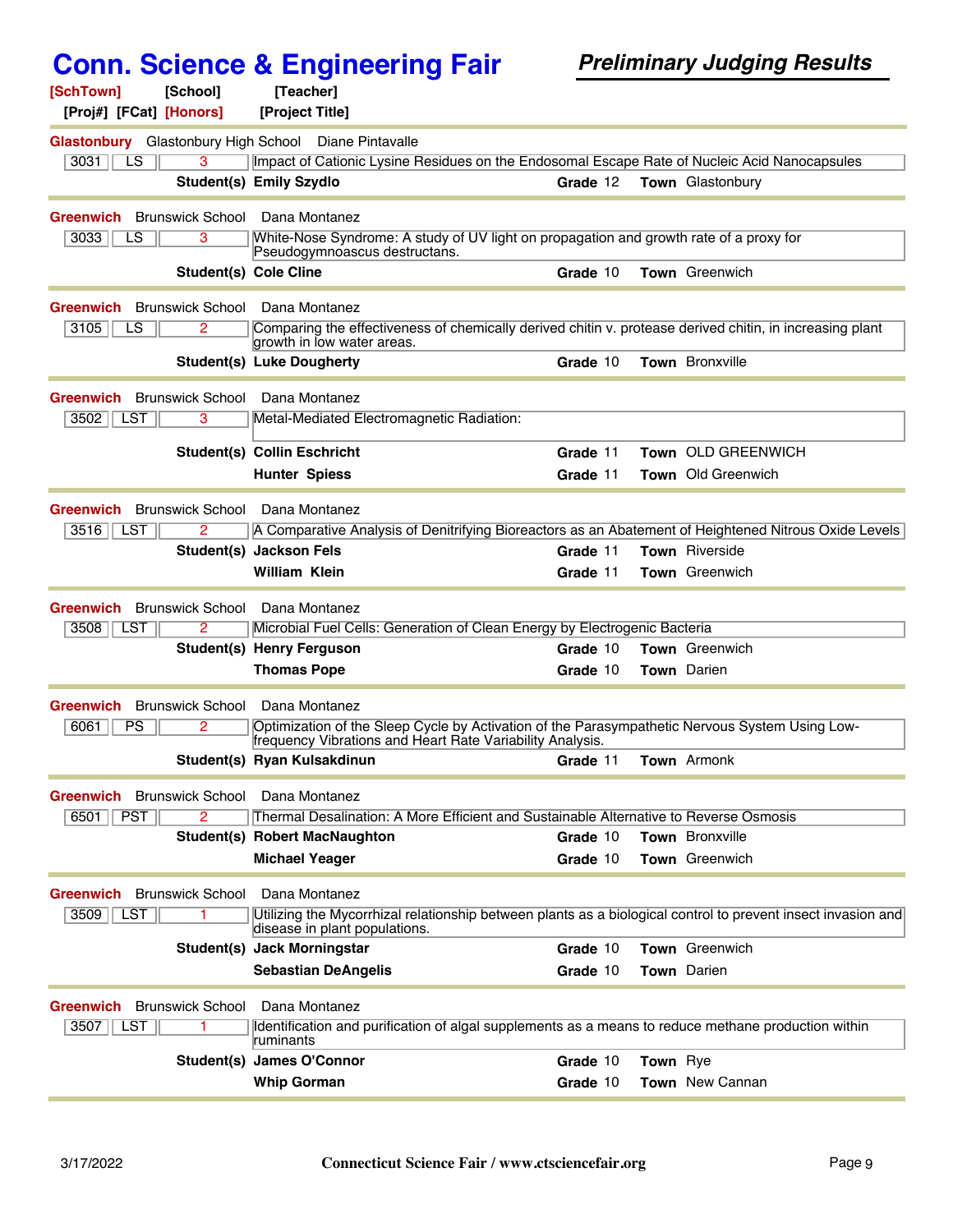# Conn. Science & Engineering Fair

## *Preliminary Judging Results*

**[SchTown]** **[School]** **[Teacher]**
**[Proj#]** **[FCat]** **[Honors]** **[Project Title]**

---

**Glastonbury** Glastonbury High School Diane Pintavalle

| Proj# | FCat | Honors | Project Title |
|---|---|---|---|
| 3031 | LS | 3 | Impact of Cationic Lysine Residues on the Endosomal Escape Rate of Nucleic Acid Nanocapsules |

**Student(s)** **Emily Szydlo** — **Grade** 12 — **Town** Glastonbury

---

**Greenwich** Brunswick School Dana Montanez

| Proj# | FCat | Honors | Project Title |
|---|---|---|---|
| 3033 | LS | 3 | White-Nose Syndrome: A study of UV light on propagation and growth rate of a proxy for Pseudogymnoascus destructans. |

**Student(s)** **Cole Cline** — **Grade** 10 — **Town** Greenwich

---

**Greenwich** Brunswick School Dana Montanez

| Proj# | FCat | Honors | Project Title |
|---|---|---|---|
| 3105 | LS | 2 | Comparing the effectiveness of chemically derived chitin v. protease derived chitin, in increasing plant growth in low water areas. |

**Student(s)** **Luke Dougherty** — **Grade** 10 — **Town** Bronxville

---

**Greenwich** Brunswick School Dana Montanez

| Proj# | FCat | Honors | Project Title |
|---|---|---|---|
| 3502 | LST | 3 | Metal-Mediated Electromagnetic Radiation: |

**Student(s)** **Collin Eschricht** — **Grade** 11 — **Town** OLD GREENWICH
**Hunter Spiess** — **Grade** 11 — **Town** Old Greenwich

---

**Greenwich** Brunswick School Dana Montanez

| Proj# | FCat | Honors | Project Title |
|---|---|---|---|
| 3516 | LST | 2 | A Comparative Analysis of Denitrifying Bioreactors as an Abatement of Heightened Nitrous Oxide Levels |

**Student(s)** **Jackson Fels** — **Grade** 11 — **Town** Riverside
**William Klein** — **Grade** 11 — **Town** Greenwich

---

**Greenwich** Brunswick School Dana Montanez

| Proj# | FCat | Honors | Project Title |
|---|---|---|---|
| 3508 | LST | 2 | Microbial Fuel Cells: Generation of Clean Energy by Electrogenic Bacteria |

**Student(s)** **Henry Ferguson** — **Grade** 10 — **Town** Greenwich
**Thomas Pope** — **Grade** 10 — **Town** Darien

---

**Greenwich** Brunswick School Dana Montanez

| Proj# | FCat | Honors | Project Title |
|---|---|---|---|
| 6061 | PS | 2 | Optimization of the Sleep Cycle by Activation of the Parasympathetic Nervous System Using Low-frequency Vibrations and Heart Rate Variability Analysis. |

**Student(s)** **Ryan Kulsakdinun** — **Grade** 11 — **Town** Armonk

---

**Greenwich** Brunswick School Dana Montanez

| Proj# | FCat | Honors | Project Title |
|---|---|---|---|
| 6501 | PST | 2 | Thermal Desalination: A More Efficient and Sustainable Alternative to Reverse Osmosis |

**Student(s)** **Robert MacNaughton** — **Grade** 10 — **Town** Bronxville
**Michael Yeager** — **Grade** 10 — **Town** Greenwich

---

**Greenwich** Brunswick School Dana Montanez

| Proj# | FCat | Honors | Project Title |
|---|---|---|---|
| 3509 | LST | 1 | Utilizing the Mycorrhizal relationship between plants as a biological control to prevent insect invasion and disease in plant populations. |

**Student(s)** **Jack Morningstar** — **Grade** 10 — **Town** Greenwich
**Sebastian DeAngelis** — **Grade** 10 — **Town** Darien

---

**Greenwich** Brunswick School Dana Montanez

| Proj# | FCat | Honors | Project Title |
|---|---|---|---|
| 3507 | LST | 1 | Identification and purification of algal supplements as a means to reduce methane production within ruminants |

**Student(s)** **James O'Connor** — **Grade** 10 — **Town** Rye
**Whip Gorman** — **Grade** 10 — **Town** New Cannan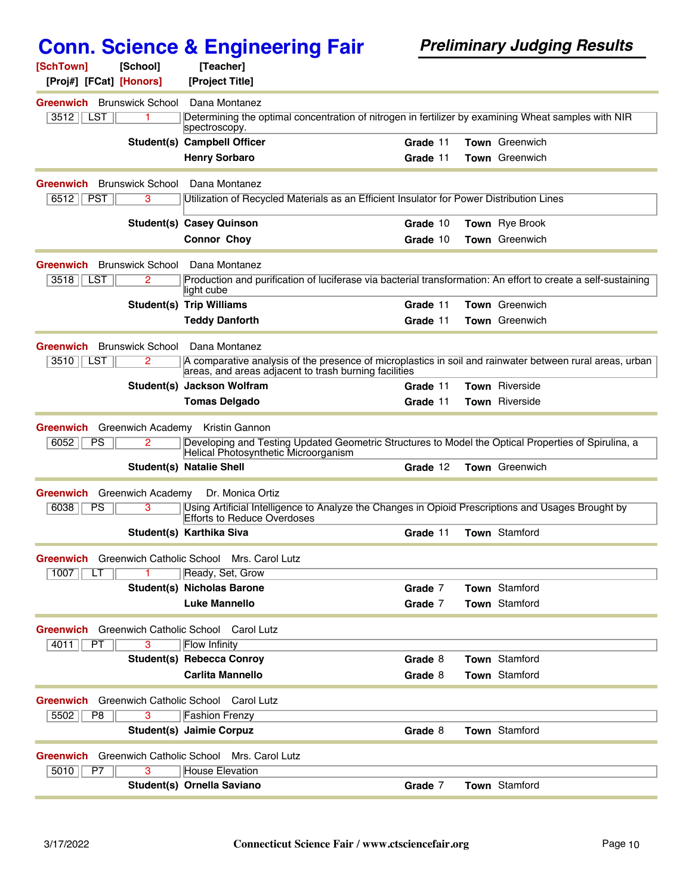# Conn. Science & Engineering Fair

***Preliminary Judging Results***

**[SchTown]** **[School]** **[Teacher]**
**[Proj#]** **[FCat]** **[Honors]** **[Project Title]**

---

**Greenwich** Brunswick School Dana Montanez

| Proj# | FCat | Honors | Project Title |
|---|---|---|---|
| 3512 | LST | 1 | Determining the optimal concentration of nitrogen in fertilizer by examining Wheat samples with NIR spectroscopy. |

| Student(s) | Grade | Town |
|---|---|---|
| Campbell Officer | 11 | Greenwich |
| Henry Sorbaro | 11 | Greenwich |

---

**Greenwich** Brunswick School Dana Montanez

| Proj# | FCat | Honors | Project Title |
|---|---|---|---|
| 6512 | PST | 3 | Utilization of Recycled Materials as an Efficient Insulator for Power Distribution Lines |

| Student(s) | Grade | Town |
|---|---|---|
| Casey Quinson | 10 | Rye Brook |
| Connor Choy | 10 | Greenwich |

---

**Greenwich** Brunswick School Dana Montanez

| Proj# | FCat | Honors | Project Title |
|---|---|---|---|
| 3518 | LST | 2 | Production and purification of luciferase via bacterial transformation: An effort to create a self-sustaining light cube |

| Student(s) | Grade | Town |
|---|---|---|
| Trip Williams | 11 | Greenwich |
| Teddy Danforth | 11 | Greenwich |

---

**Greenwich** Brunswick School Dana Montanez

| Proj# | FCat | Honors | Project Title |
|---|---|---|---|
| 3510 | LST | 2 | A comparative analysis of the presence of microplastics in soil and rainwater between rural areas, urban areas, and areas adjacent to trash burning facilities |

| Student(s) | Grade | Town |
|---|---|---|
| Jackson Wolfram | 11 | Riverside |
| Tomas Delgado | 11 | Riverside |

---

**Greenwich** Greenwich Academy Kristin Gannon

| Proj# | FCat | Honors | Project Title |
|---|---|---|---|
| 6052 | PS | 2 | Developing and Testing Updated Geometric Structures to Model the Optical Properties of Spirulina, a Helical Photosynthetic Microorganism |

| Student(s) | Grade | Town |
|---|---|---|
| Natalie Shell | 12 | Greenwich |

---

**Greenwich** Greenwich Academy Dr. Monica Ortiz

| Proj# | FCat | Honors | Project Title |
|---|---|---|---|
| 6038 | PS | 3 | Using Artificial Intelligence to Analyze the Changes in Opioid Prescriptions and Usages Brought by Efforts to Reduce Overdoses |

| Student(s) | Grade | Town |
|---|---|---|
| Karthika Siva | 11 | Stamford |

---

**Greenwich** Greenwich Catholic School Mrs. Carol Lutz

| Proj# | FCat | Honors | Project Title |
|---|---|---|---|
| 1007 | LT | 1 | Ready, Set, Grow |

| Student(s) | Grade | Town |
|---|---|---|
| Nicholas Barone | 7 | Stamford |
| Luke Mannello | 7 | Stamford |

---

**Greenwich** Greenwich Catholic School Carol Lutz

| Proj# | FCat | Honors | Project Title |
|---|---|---|---|
| 4011 | PT | 3 | Flow Infinity |

| Student(s) | Grade | Town |
|---|---|---|
| Rebecca Conroy | 8 | Stamford |
| Carlita Mannello | 8 | Stamford |

---

**Greenwich** Greenwich Catholic School Carol Lutz

| Proj# | FCat | Honors | Project Title |
|---|---|---|---|
| 5502 | P8 | 3 | Fashion Frenzy |

| Student(s) | Grade | Town |
|---|---|---|
| Jaimie Corpuz | 8 | Stamford |

---

**Greenwich** Greenwich Catholic School Mrs. Carol Lutz

| Proj# | FCat | Honors | Project Title |
|---|---|---|---|
| 5010 | P7 | 3 | House Elevation |

| Student(s) | Grade | Town |
|---|---|---|
| Ornella Saviano | 7 | Stamford |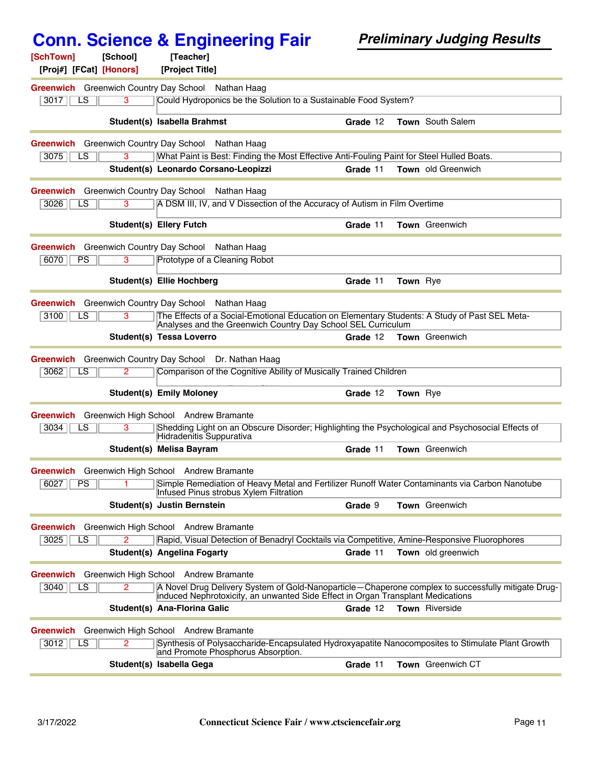# Conn. Science & Engineering Fair

***Preliminary Judging Results***

| SchTown | School | Teacher | Proj# | FCat | Honors | Project Title | Student(s) | Grade | Town |
|---|---|---|---|---|---|---|---|---|---|
| Greenwich | Greenwich Country Day School | Nathan Haag | 3017 | LS | 3 | Could Hydroponics be the Solution to a Sustainable Food System? | Isabella Brahmst | 12 | South Salem |
| Greenwich | Greenwich Country Day School | Nathan Haag | 3075 | LS | 3 | What Paint is Best: Finding the Most Effective Anti-Fouling Paint for Steel Hulled Boats. | Leonardo Corsano-Leopizzi | 11 | old Greenwich |
| Greenwich | Greenwich Country Day School | Nathan Haag | 3026 | LS | 3 | A DSM III, IV, and V Dissection of the Accuracy of Autism in Film Overtime | Ellery Futch | 11 | Greenwich |
| Greenwich | Greenwich Country Day School | Nathan Haag | 6070 | PS | 3 | Prototype of a Cleaning Robot | Ellie Hochberg | 11 | Rye |
| Greenwich | Greenwich Country Day School | Nathan Haag | 3100 | LS | 3 | The Effects of a Social-Emotional Education on Elementary Students: A Study of Past SEL Meta-Analyses and the Greenwich Country Day School SEL Curriculum | Tessa Loverro | 12 | Greenwich |
| Greenwich | Greenwich Country Day School | Dr. Nathan Haag | 3062 | LS | 2 | Comparison of the Cognitive Ability of Musically Trained Children | Emily Moloney | 12 | Rye |
| Greenwich | Greenwich High School | Andrew Bramante | 3034 | LS | 3 | Shedding Light on an Obscure Disorder; Highlighting the Psychological and Psychosocial Effects of Hidradenitis Suppurativa | Melisa Bayram | 11 | Greenwich |
| Greenwich | Greenwich High School | Andrew Bramante | 6027 | PS | 1 | Simple Remediation of Heavy Metal and Fertilizer Runoff Water Contaminants via Carbon Nanotube Infused Pinus strobus Xylem Filtration | Justin Bernstein | 9 | Greenwich |
| Greenwich | Greenwich High School | Andrew Bramante | 3025 | LS | 2 | Rapid, Visual Detection of Benadryl Cocktails via Competitive, Amine-Responsive Fluorophores | Angelina Fogarty | 11 | old greenwich |
| Greenwich | Greenwich High School | Andrew Bramante | 3040 | LS | 2 | A Novel Drug Delivery System of Gold-Nanoparticle—Chaperone complex to successfully mitigate Drug-induced Nephrotoxicity, an unwanted Side Effect in Organ Transplant Medications | Ana-Florina Galic | 12 | Riverside |
| Greenwich | Greenwich High School | Andrew Bramante | 3012 | LS | 2 | Synthesis of Polysaccharide-Encapsulated Hydroxyapatite Nanocomposites to Stimulate Plant Growth and Promote Phosphorus Absorption. | Isabella Gega | 11 | Greenwich CT |

3/17/2022 — Connecticut Science Fair / www.ctsciencefair.org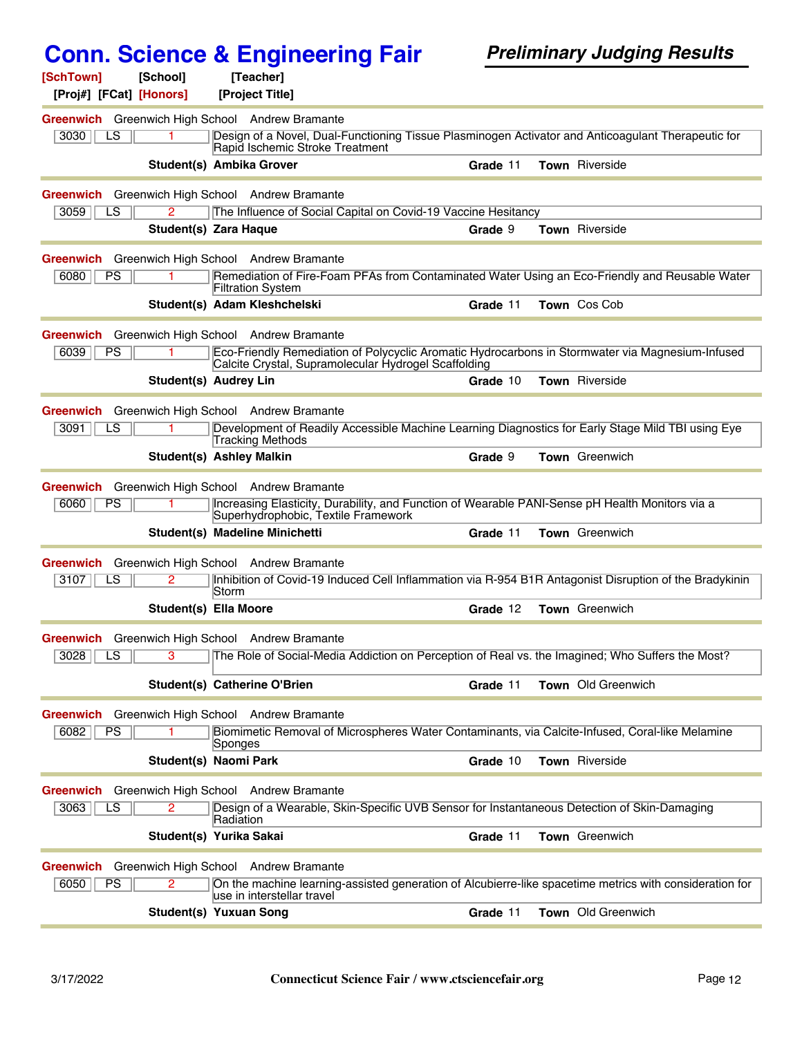# Conn. Science & Engineering Fair

***Preliminary Judging Results***

| [SchTown] | [School] | [Teacher] | [Proj#] | [FCat] | [Honors] | [Project Title] | Student(s) | Grade | Town |
|---|---|---|---|---|---|---|---|---|---|
| Greenwich | Greenwich High School | Andrew Bramante | 3030 | LS | 1 | Design of a Novel, Dual-Functioning Tissue Plasminogen Activator and Anticoagulant Therapeutic for Rapid Ischemic Stroke Treatment | Ambika Grover | 11 | Riverside |
| Greenwich | Greenwich High School | Andrew Bramante | 3059 | LS | 2 | The Influence of Social Capital on Covid-19 Vaccine Hesitancy | Zara Haque | 9 | Riverside |
| Greenwich | Greenwich High School | Andrew Bramante | 6080 | PS | 1 | Remediation of Fire-Foam PFAs from Contaminated Water Using an Eco-Friendly and Reusable Water Filtration System | Adam Kleshchelski | 11 | Cos Cob |
| Greenwich | Greenwich High School | Andrew Bramante | 6039 | PS | 1 | Eco-Friendly Remediation of Polycyclic Aromatic Hydrocarbons in Stormwater via Magnesium-Infused Calcite Crystal, Supramolecular Hydrogel Scaffolding | Audrey Lin | 10 | Riverside |
| Greenwich | Greenwich High School | Andrew Bramante | 3091 | LS | 1 | Development of Readily Accessible Machine Learning Diagnostics for Early Stage Mild TBI using Eye Tracking Methods | Ashley Malkin | 9 | Greenwich |
| Greenwich | Greenwich High School | Andrew Bramante | 6060 | PS | 1 | Increasing Elasticity, Durability, and Function of Wearable PANI-Sense pH Health Monitors via a Superhydrophobic, Textile Framework | Madeline Minichetti | 11 | Greenwich |
| Greenwich | Greenwich High School | Andrew Bramante | 3107 | LS | 2 | Inhibition of Covid-19 Induced Cell Inflammation via R-954 B1R Antagonist Disruption of the Bradykinin Storm | Ella Moore | 12 | Greenwich |
| Greenwich | Greenwich High School | Andrew Bramante | 3028 | LS | 3 | The Role of Social-Media Addiction on Perception of Real vs. the Imagined; Who Suffers the Most? | Catherine O'Brien | 11 | Old Greenwich |
| Greenwich | Greenwich High School | Andrew Bramante | 6082 | PS | 1 | Biomimetic Removal of Microspheres Water Contaminants, via Calcite-Infused, Coral-like Melamine Sponges | Naomi Park | 10 | Riverside |
| Greenwich | Greenwich High School | Andrew Bramante | 3063 | LS | 2 | Design of a Wearable, Skin-Specific UVB Sensor for Instantaneous Detection of Skin-Damaging Radiation | Yurika Sakai | 11 | Greenwich |
| Greenwich | Greenwich High School | Andrew Bramante | 6050 | PS | 2 | On the machine learning-assisted generation of Alcubierre-like spacetime metrics with consideration for use in interstellar travel | Yuxuan Song | 11 | Old Greenwich |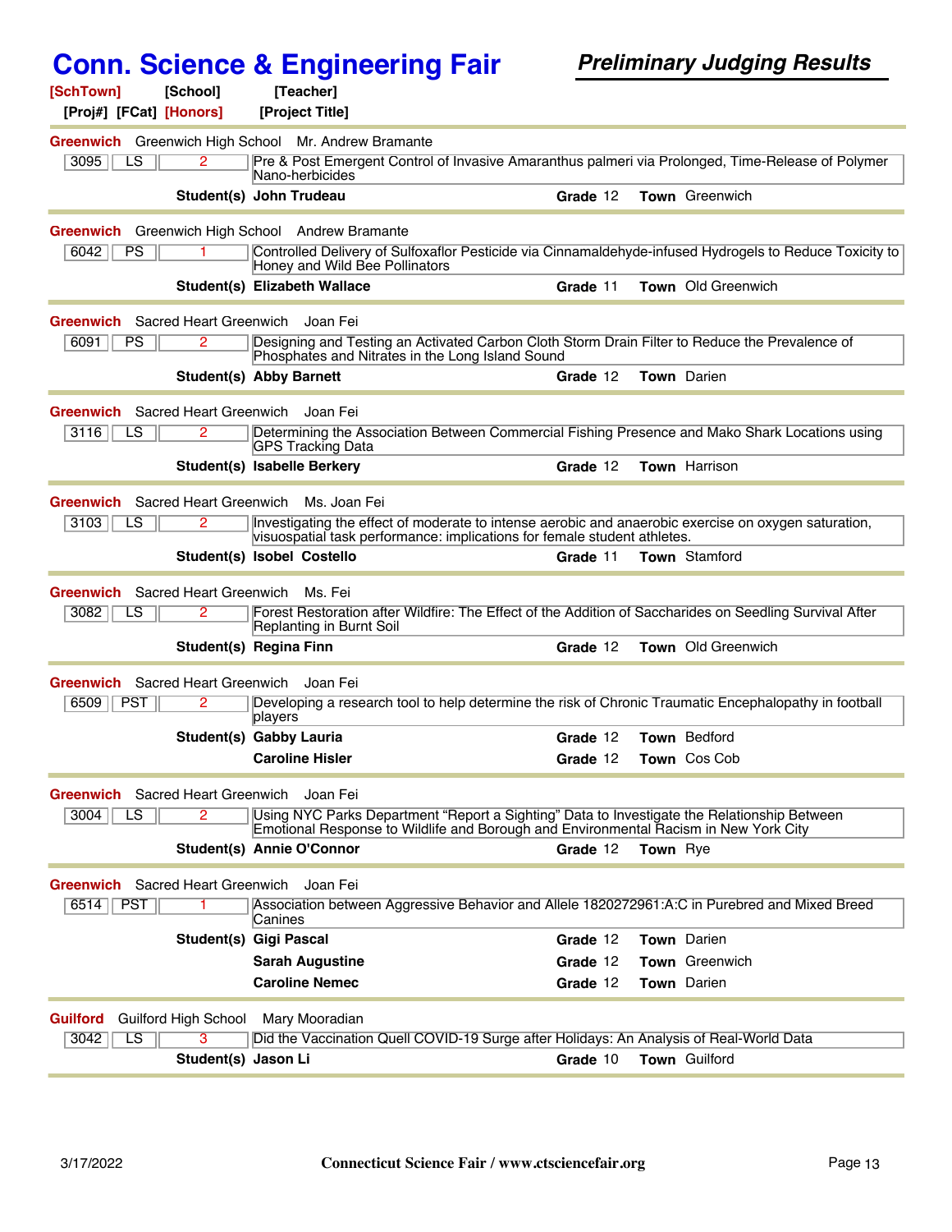# Conn. Science & Engineering Fair

***Preliminary Judging Results***

**[SchTown]** **[School]** **[Teacher]**
**[Proj#]** **[FCat]** **[Honors]** **[Project Title]**

---

**Greenwich** Greenwich High School Mr. Andrew Bramante

| 3095 | LS | 2 | Pre & Post Emergent Control of Invasive Amaranthus palmeri via Prolonged, Time-Release of Polymer Nano-herbicides |
|---|---|---|---|

**Student(s)** **John Trudeau** — **Grade** 12 **Town** Greenwich

---

**Greenwich** Greenwich High School Andrew Bramante

| 6042 | PS | 1 | Controlled Delivery of Sulfoxaflor Pesticide via Cinnamaldehyde-infused Hydrogels to Reduce Toxicity to Honey and Wild Bee Pollinators |
|---|---|---|---|

**Student(s)** **Elizabeth Wallace** — **Grade** 11 **Town** Old Greenwich

---

**Greenwich** Sacred Heart Greenwich Joan Fei

| 6091 | PS | 2 | Designing and Testing an Activated Carbon Cloth Storm Drain Filter to Reduce the Prevalence of Phosphates and Nitrates in the Long Island Sound |
|---|---|---|---|

**Student(s)** **Abby Barnett** — **Grade** 12 **Town** Darien

---

**Greenwich** Sacred Heart Greenwich Joan Fei

| 3116 | LS | 2 | Determining the Association Between Commercial Fishing Presence and Mako Shark Locations using GPS Tracking Data |
|---|---|---|---|

**Student(s)** **Isabelle Berkery** — **Grade** 12 **Town** Harrison

---

**Greenwich** Sacred Heart Greenwich Ms. Joan Fei

| 3103 | LS | 2 | Investigating the effect of moderate to intense aerobic and anaerobic exercise on oxygen saturation, visuospatial task performance: implications for female student athletes. |
|---|---|---|---|

**Student(s)** **Isobel Costello** — **Grade** 11 **Town** Stamford

---

**Greenwich** Sacred Heart Greenwich Ms. Fei

| 3082 | LS | 2 | Forest Restoration after Wildfire: The Effect of the Addition of Saccharides on Seedling Survival After Replanting in Burnt Soil |
|---|---|---|---|

**Student(s)** **Regina Finn** — **Grade** 12 **Town** Old Greenwich

---

**Greenwich** Sacred Heart Greenwich Joan Fei

| 6509 | PST | 2 | Developing a research tool to help determine the risk of Chronic Traumatic Encephalopathy in football players |
|---|---|---|---|

**Student(s)** **Gabby Lauria** — **Grade** 12 **Town** Bedford
**Caroline Hisler** — **Grade** 12 **Town** Cos Cob

---

**Greenwich** Sacred Heart Greenwich Joan Fei

| 3004 | LS | 2 | Using NYC Parks Department “Report a Sighting” Data to Investigate the Relationship Between Emotional Response to Wildlife and Borough and Environmental Racism in New York City |
|---|---|---|---|

**Student(s)** **Annie O'Connor** — **Grade** 12 **Town** Rye

---

**Greenwich** Sacred Heart Greenwich Joan Fei

| 6514 | PST | 1 | Association between Aggressive Behavior and Allele 1820272961:A:C in Purebred and Mixed Breed Canines |
|---|---|---|---|

**Student(s)** **Gigi Pascal** — **Grade** 12 **Town** Darien
**Sarah Augustine** — **Grade** 12 **Town** Greenwich
**Caroline Nemec** — **Grade** 12 **Town** Darien

---

**Guilford** Guilford High School Mary Mooradian

| 3042 | LS | 3 | Did the Vaccination Quell COVID-19 Surge after Holidays: An Analysis of Real-World Data |
|---|---|---|---|

**Student(s)** **Jason Li** — **Grade** 10 **Town** Guilford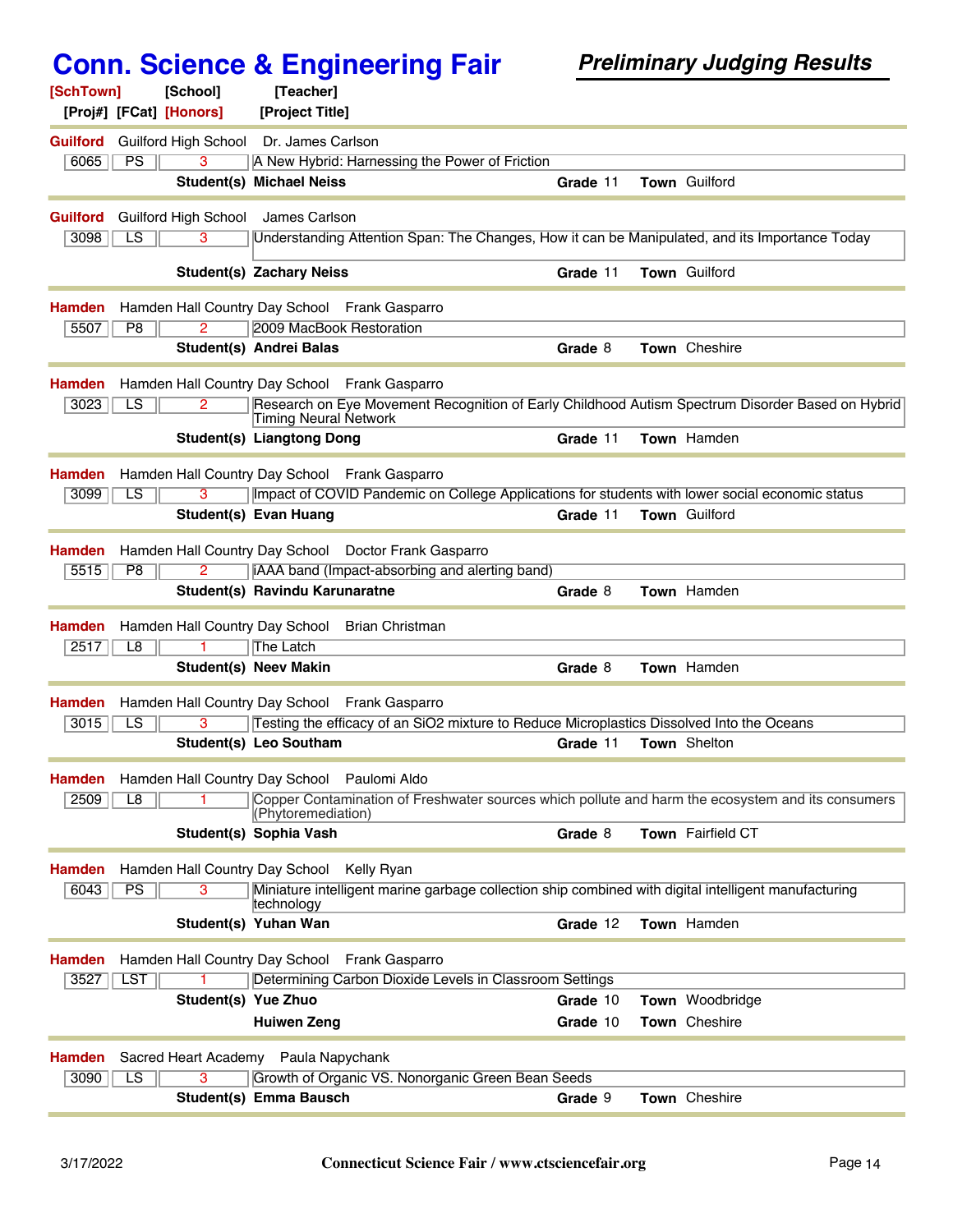# Conn. Science & Engineering Fair

***Preliminary Judging Results***

| [SchTown] | [School] | [Teacher] | | | |
|---|---|---|---|---|---|
| [Proj#] | [FCat] | [Honors] | [Project Title] | | |
| **Guilford** | Guilford High School | Dr. James Carlson | | | |
| 6065 | PS | 3 | A New Hybrid: Harnessing the Power of Friction | | |
| | | **Student(s)** | **Michael Neiss** | **Grade** 11 | **Town** Guilford |
| **Guilford** | Guilford High School | James Carlson | | | |
| 3098 | LS | 3 | Understanding Attention Span: The Changes, How it can be Manipulated, and its Importance Today | | |
| | | **Student(s)** | **Zachary Neiss** | **Grade** 11 | **Town** Guilford |
| **Hamden** | Hamden Hall Country Day School | Frank Gasparro | | | |
| 5507 | P8 | 2 | 2009 MacBook Restoration | | |
| | | **Student(s)** | **Andrei Balas** | **Grade** 8 | **Town** Cheshire |
| **Hamden** | Hamden Hall Country Day School | Frank Gasparro | | | |
| 3023 | LS | 2 | Research on Eye Movement Recognition of Early Childhood Autism Spectrum Disorder Based on Hybrid Timing Neural Network | | |
| | | **Student(s)** | **Liangtong Dong** | **Grade** 11 | **Town** Hamden |
| **Hamden** | Hamden Hall Country Day School | Frank Gasparro | | | |
| 3099 | LS | 3 | Impact of COVID Pandemic on College Applications for students with lower social economic status | | |
| | | **Student(s)** | **Evan Huang** | **Grade** 11 | **Town** Guilford |
| **Hamden** | Hamden Hall Country Day School | Doctor Frank Gasparro | | | |
| 5515 | P8 | 2 | iAAA band (Impact-absorbing and alerting band) | | |
| | | **Student(s)** | **Ravindu Karunaratne** | **Grade** 8 | **Town** Hamden |
| **Hamden** | Hamden Hall Country Day School | Brian Christman | | | |
| 2517 | L8 | 1 | The Latch | | |
| | | **Student(s)** | **Neev Makin** | **Grade** 8 | **Town** Hamden |
| **Hamden** | Hamden Hall Country Day School | Frank Gasparro | | | |
| 3015 | LS | 3 | Testing the efficacy of an SiO2 mixture to Reduce Microplastics Dissolved Into the Oceans | | |
| | | **Student(s)** | **Leo Southam** | **Grade** 11 | **Town** Shelton |
| **Hamden** | Hamden Hall Country Day School | Paulomi Aldo | | | |
| 2509 | L8 | 1 | Copper Contamination of Freshwater sources which pollute and harm the ecosystem and its consumers (Phytoremediation) | | |
| | | **Student(s)** | **Sophia Vash** | **Grade** 8 | **Town** Fairfield CT |
| **Hamden** | Hamden Hall Country Day School | Kelly Ryan | | | |
| 6043 | PS | 3 | Miniature intelligent marine garbage collection ship combined with digital intelligent manufacturing technology | | |
| | | **Student(s)** | **Yuhan Wan** | **Grade** 12 | **Town** Hamden |
| **Hamden** | Hamden Hall Country Day School | Frank Gasparro | | | |
| 3527 | LST | 1 | Determining Carbon Dioxide Levels in Classroom Settings | | |
| | | **Student(s)** | **Yue Zhuo** | **Grade** 10 | **Town** Woodbridge |
| | | | **Huiwen Zeng** | **Grade** 10 | **Town** Cheshire |
| **Hamden** | Sacred Heart Academy | Paula Napychank | | | |
| 3090 | LS | 3 | Growth of Organic VS. Nonorganic Green Bean Seeds | | |
| | | **Student(s)** | **Emma Bausch** | **Grade** 9 | **Town** Cheshire |

3/17/2022 **Connecticut Science Fair / www.ctsciencefair.org**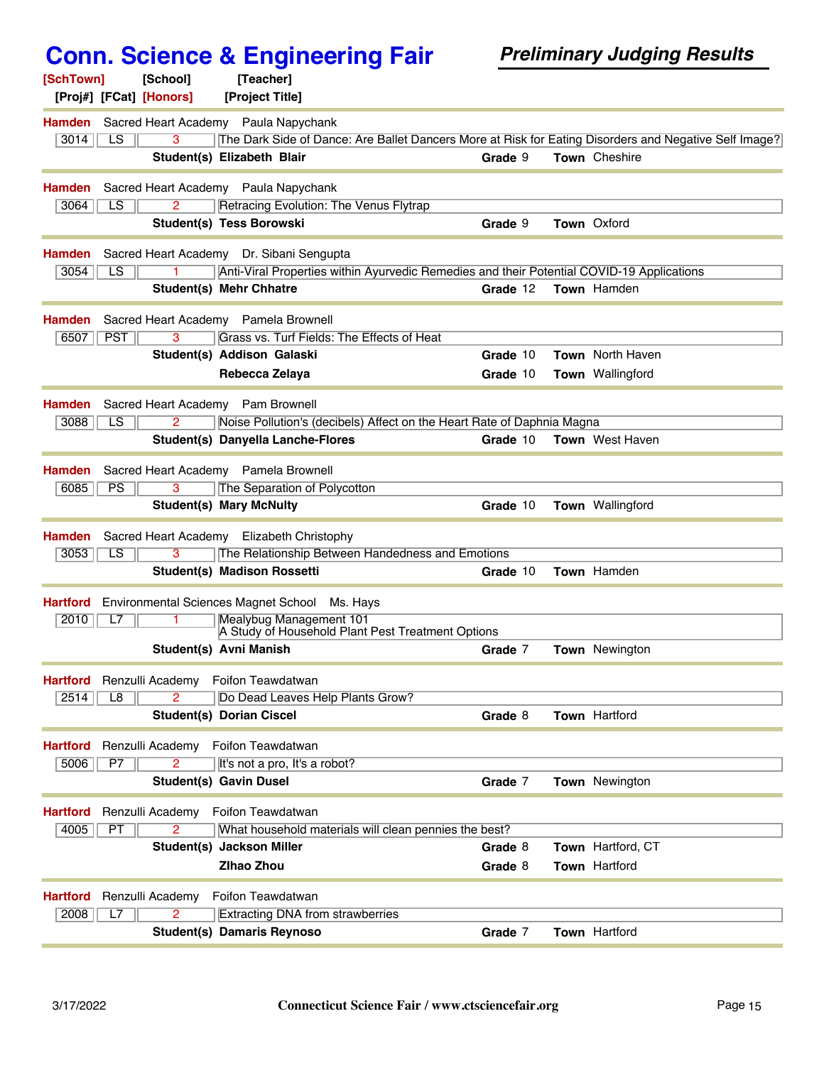# Conn. Science & Engineering Fair

***Preliminary Judging Results***

[SchTown] [School] [Teacher]
[Proj#] [FCat] [Honors] [Project Title]

---

**Hamden** Sacred Heart Academy Paula Napychank

| 3014 | LS | 3 | The Dark Side of Dance: Are Ballet Dancers More at Risk for Eating Disorders and Negative Self Image? |
|---|---|---|---|

**Student(s) Elizabeth Blair** — **Grade** 9 — **Town** Cheshire

---

**Hamden** Sacred Heart Academy Paula Napychank

| 3064 | LS | 2 | Retracing Evolution: The Venus Flytrap |
|---|---|---|---|

**Student(s) Tess Borowski** — **Grade** 9 — **Town** Oxford

---

**Hamden** Sacred Heart Academy Dr. Sibani Sengupta

| 3054 | LS | 1 | Anti-Viral Properties within Ayurvedic Remedies and their Potential COVID-19 Applications |
|---|---|---|---|

**Student(s) Mehr Chhatre** — **Grade** 12 — **Town** Hamden

---

**Hamden** Sacred Heart Academy Pamela Brownell

| 6507 | PST | 3 | Grass vs. Turf Fields: The Effects of Heat |
|---|---|---|---|

**Student(s) Addison Galaski** — **Grade** 10 — **Town** North Haven
**Rebecca Zelaya** — **Grade** 10 — **Town** Wallingford

---

**Hamden** Sacred Heart Academy Pam Brownell

| 3088 | LS | 2 | Noise Pollution's (decibels) Affect on the Heart Rate of Daphnia Magna |
|---|---|---|---|

**Student(s) Danyella Lanche-Flores** — **Grade** 10 — **Town** West Haven

---

**Hamden** Sacred Heart Academy Pamela Brownell

| 6085 | PS | 3 | The Separation of Polycotton |
|---|---|---|---|

**Student(s) Mary McNulty** — **Grade** 10 — **Town** Wallingford

---

**Hamden** Sacred Heart Academy Elizabeth Christophy

| 3053 | LS | 3 | The Relationship Between Handedness and Emotions |
|---|---|---|---|

**Student(s) Madison Rossetti** — **Grade** 10 — **Town** Hamden

---

**Hartford** Environmental Sciences Magnet School Ms. Hays

| 2010 | L7 | 1 | Mealybug Management 101 A Study of Household Plant Pest Treatment Options |
|---|---|---|---|

**Student(s) Avni Manish** — **Grade** 7 — **Town** Newington

---

**Hartford** Renzulli Academy Foifon Teawdatwan

| 2514 | L8 | 2 | Do Dead Leaves Help Plants Grow? |
|---|---|---|---|

**Student(s) Dorian Ciscel** — **Grade** 8 — **Town** Hartford

---

**Hartford** Renzulli Academy Foifon Teawdatwan

| 5006 | P7 | 2 | It's not a pro, It's a robot? |
|---|---|---|---|

**Student(s) Gavin Dusel** — **Grade** 7 — **Town** Newington

---

**Hartford** Renzulli Academy Foifon Teawdatwan

| 4005 | PT | 2 | What household materials will clean pennies the best? |
|---|---|---|---|

**Student(s) Jackson Miller** — **Grade** 8 — **Town** Hartford, CT
**ZIhao Zhou** — **Grade** 8 — **Town** Hartford

---

**Hartford** Renzulli Academy Foifon Teawdatwan

| 2008 | L7 | 2 | Extracting DNA from strawberries |
|---|---|---|---|

**Student(s) Damaris Reynoso** — **Grade** 7 — **Town** Hartford

---

3/17/2022 — Connecticut Science Fair / www.ctsciencefair.org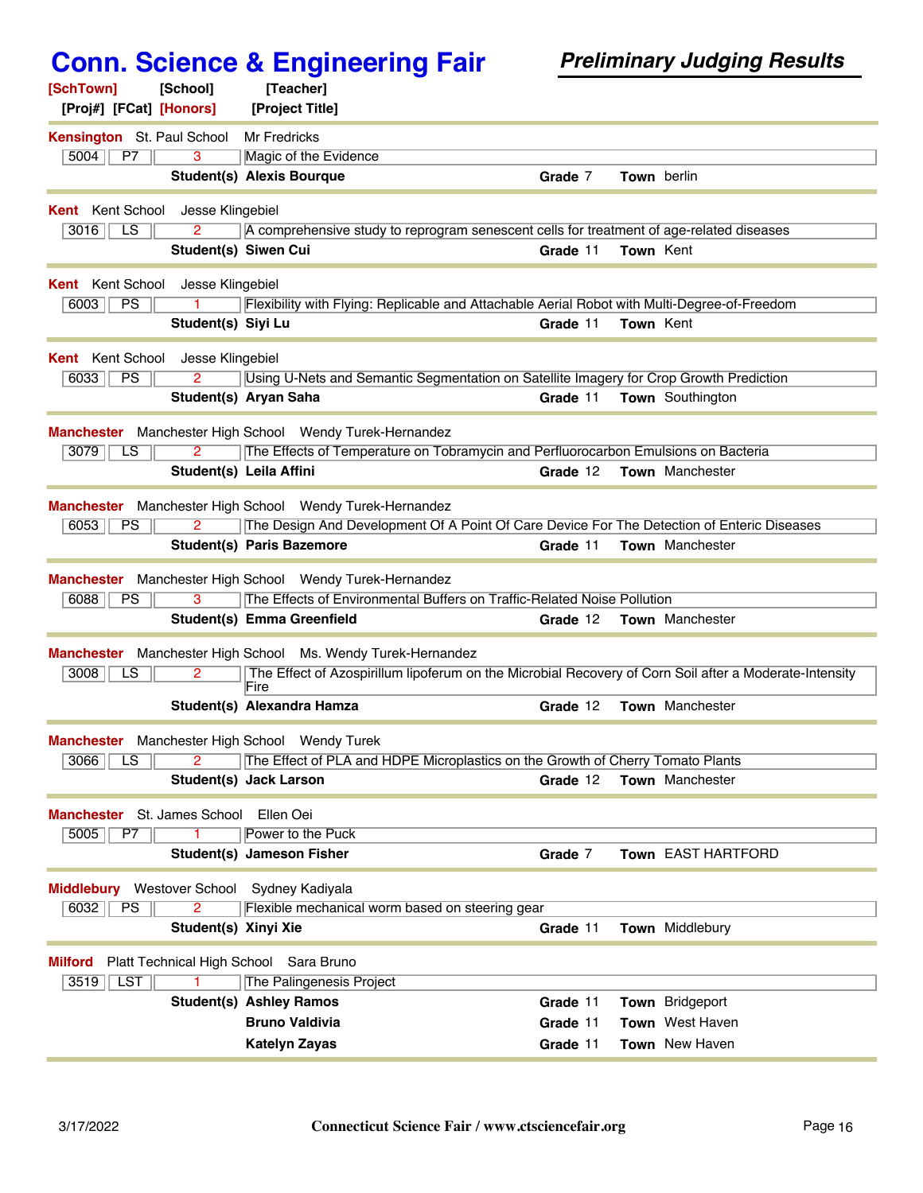# Conn. Science & Engineering Fair

***Preliminary Judging Results***

**[SchTown] [School] [Teacher]**
**[Proj#] [FCat] [Honors] [Project Title]**

---

**Kensington** St. Paul School Mr Fredricks

| 5004 | P7 | 3 | Magic of the Evidence |
|---|---|---|---|

**Student(s) Alexis Bourque** — **Grade** 7 — **Town** berlin

---

**Kent** Kent School Jesse Klingebiel

| 3016 | LS | 2 | A comprehensive study to reprogram senescent cells for treatment of age-related diseases |
|---|---|---|---|

**Student(s) Siwen Cui** — **Grade** 11 — **Town** Kent

---

**Kent** Kent School Jesse Klingebiel

| 6003 | PS | 1 | Flexibility with Flying: Replicable and Attachable Aerial Robot with Multi-Degree-of-Freedom |
|---|---|---|---|

**Student(s) Siyi Lu** — **Grade** 11 — **Town** Kent

---

**Kent** Kent School Jesse Klingebiel

| 6033 | PS | 2 | Using U-Nets and Semantic Segmentation on Satellite Imagery for Crop Growth Prediction |
|---|---|---|---|

**Student(s) Aryan Saha** — **Grade** 11 — **Town** Southington

---

**Manchester** Manchester High School Wendy Turek-Hernandez

| 3079 | LS | 2 | The Effects of Temperature on Tobramycin and Perfluorocarbon Emulsions on Bacteria |
|---|---|---|---|

**Student(s) Leila Affini** — **Grade** 12 — **Town** Manchester

---

**Manchester** Manchester High School Wendy Turek-Hernandez

| 6053 | PS | 2 | The Design And Development Of A Point Of Care Device For The Detection of Enteric Diseases |
|---|---|---|---|

**Student(s) Paris Bazemore** — **Grade** 11 — **Town** Manchester

---

**Manchester** Manchester High School Wendy Turek-Hernandez

| 6088 | PS | 3 | The Effects of Environmental Buffers on Traffic-Related Noise Pollution |
|---|---|---|---|

**Student(s) Emma Greenfield** — **Grade** 12 — **Town** Manchester

---

**Manchester** Manchester High School Ms. Wendy Turek-Hernandez

| 3008 | LS | 2 | The Effect of Azospirillum lipoferum on the Microbial Recovery of Corn Soil after a Moderate-Intensity Fire |
|---|---|---|---|

**Student(s) Alexandra Hamza** — **Grade** 12 — **Town** Manchester

---

**Manchester** Manchester High School Wendy Turek

| 3066 | LS | 2 | The Effect of PLA and HDPE Microplastics on the Growth of Cherry Tomato Plants |
|---|---|---|---|

**Student(s) Jack Larson** — **Grade** 12 — **Town** Manchester

---

**Manchester** St. James School Ellen Oei

| 5005 | P7 | 1 | Power to the Puck |
|---|---|---|---|

**Student(s) Jameson Fisher** — **Grade** 7 — **Town** EAST HARTFORD

---

**Middlebury** Westover School Sydney Kadiyala

| 6032 | PS | 2 | Flexible mechanical worm based on steering gear |
|---|---|---|---|

**Student(s) Xinyi Xie** — **Grade** 11 — **Town** Middlebury

---

**Milford** Platt Technical High School Sara Bruno

| 3519 | LST | 1 | The Palingenesis Project |
|---|---|---|---|

**Student(s)**

| Student | Grade | Town |
|---|---|---|
| **Ashley Ramos** | 11 | Bridgeport |
| **Bruno Valdivia** | 11 | West Haven |
| **Katelyn Zayas** | 11 | New Haven |

3/17/2022 — Connecticut Science Fair / www.ctsciencefair.org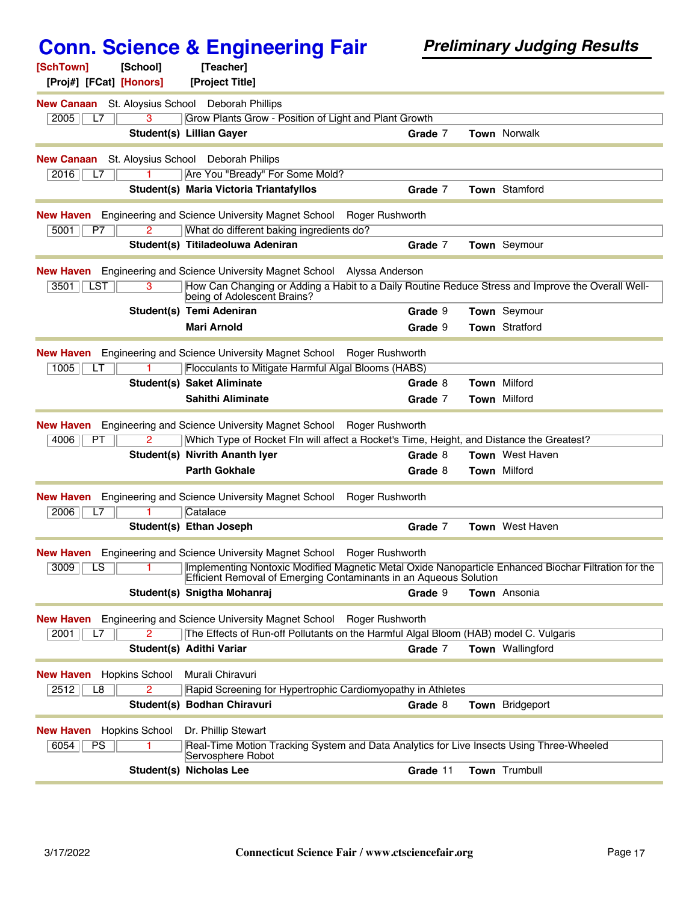# Conn. Science & Engineering Fair

***Preliminary Judging Results***

**[SchTown]** **[School]** **[Teacher]**
**[Proj#]** **[FCat]** **[Honors]** **[Project Title]**

---

**New Canaan** St. Aloysius School Deborah Phillips

| Proj# | FCat | Honors | Project Title |
|---|---|---|---|
| 2005 | L7 | 3 | Grow Plants Grow - Position of Light and Plant Growth |

| | Student(s) | Grade | Town |
|---|---|---|---|
| **Student(s)** | **Lillian Gayer** | 7 | Norwalk |

---

**New Canaan** St. Aloysius School Deborah Philips

| Proj# | FCat | Honors | Project Title |
|---|---|---|---|
| 2016 | L7 | 1 | Are You "Bready" For Some Mold? |

| | Student(s) | Grade | Town |
|---|---|---|---|
| **Student(s)** | **Maria Victoria Triantafyllos** | 7 | Stamford |

---

**New Haven** Engineering and Science University Magnet School Roger Rushworth

| Proj# | FCat | Honors | Project Title |
|---|---|---|---|
| 5001 | P7 | 2 | What do different baking ingredients do? |

| | Student(s) | Grade | Town |
|---|---|---|---|
| **Student(s)** | **Titiladeoluwa Adeniran** | 7 | Seymour |

---

**New Haven** Engineering and Science University Magnet School Alyssa Anderson

| Proj# | FCat | Honors | Project Title |
|---|---|---|---|
| 3501 | LST | 3 | How Can Changing or Adding a Habit to a Daily Routine Reduce Stress and Improve the Overall Well-being of Adolescent Brains? |

| | Student(s) | Grade | Town |
|---|---|---|---|
| **Student(s)** | **Temi Adeniran** | 9 | Seymour |
| | **Mari Arnold** | 9 | Stratford |

---

**New Haven** Engineering and Science University Magnet School Roger Rushworth

| Proj# | FCat | Honors | Project Title |
|---|---|---|---|
| 1005 | LT | 1 | Flocculants to Mitigate Harmful Algal Blooms (HABS) |

| | Student(s) | Grade | Town |
|---|---|---|---|
| **Student(s)** | **Saket Aliminate** | 8 | Milford |
| | **Sahithi Aliminate** | 7 | Milford |

---

**New Haven** Engineering and Science University Magnet School Roger Rushworth

| Proj# | FCat | Honors | Project Title |
|---|---|---|---|
| 4006 | PT | 2 | Which Type of Rocket FIn will affect a Rocket's Time, Height, and Distance the Greatest? |

| | Student(s) | Grade | Town |
|---|---|---|---|
| **Student(s)** | **Nivrith Ananth Iyer** | 8 | West Haven |
| | **Parth Gokhale** | 8 | Milford |

---

**New Haven** Engineering and Science University Magnet School Roger Rushworth

| Proj# | FCat | Honors | Project Title |
|---|---|---|---|
| 2006 | L7 | 1 | Catalace |

| | Student(s) | Grade | Town |
|---|---|---|---|
| **Student(s)** | **Ethan Joseph** | 7 | West Haven |

---

**New Haven** Engineering and Science University Magnet School Roger Rushworth

| Proj# | FCat | Honors | Project Title |
|---|---|---|---|
| 3009 | LS | 1 | Implementing Nontoxic Modified Magnetic Metal Oxide Nanoparticle Enhanced Biochar Filtration for the Efficient Removal of Emerging Contaminants in an Aqueous Solution |

| | Student(s) | Grade | Town |
|---|---|---|---|
| **Student(s)** | **Snigtha Mohanraj** | 9 | Ansonia |

---

**New Haven** Engineering and Science University Magnet School Roger Rushworth

| Proj# | FCat | Honors | Project Title |
|---|---|---|---|
| 2001 | L7 | 2 | The Effects of Run-off Pollutants on the Harmful Algal Bloom (HAB) model C. Vulgaris |

| | Student(s) | Grade | Town |
|---|---|---|---|
| **Student(s)** | **Adithi Variar** | 7 | Wallingford |

---

**New Haven** Hopkins School Murali Chiravuri

| Proj# | FCat | Honors | Project Title |
|---|---|---|---|
| 2512 | L8 | 2 | Rapid Screening for Hypertrophic Cardiomyopathy in Athletes |

| | Student(s) | Grade | Town |
|---|---|---|---|
| **Student(s)** | **Bodhan Chiravuri** | 8 | Bridgeport |

---

**New Haven** Hopkins School Dr. Phillip Stewart

| Proj# | FCat | Honors | Project Title |
|---|---|---|---|
| 6054 | PS | 1 | Real-Time Motion Tracking System and Data Analytics for Live Insects Using Three-Wheeled Servosphere Robot |

| | Student(s) | Grade | Town |
|---|---|---|---|
| **Student(s)** | **Nicholas Lee** | 11 | Trumbull |

---

3/17/2022 Connecticut Science Fair / www.ctsciencefair.org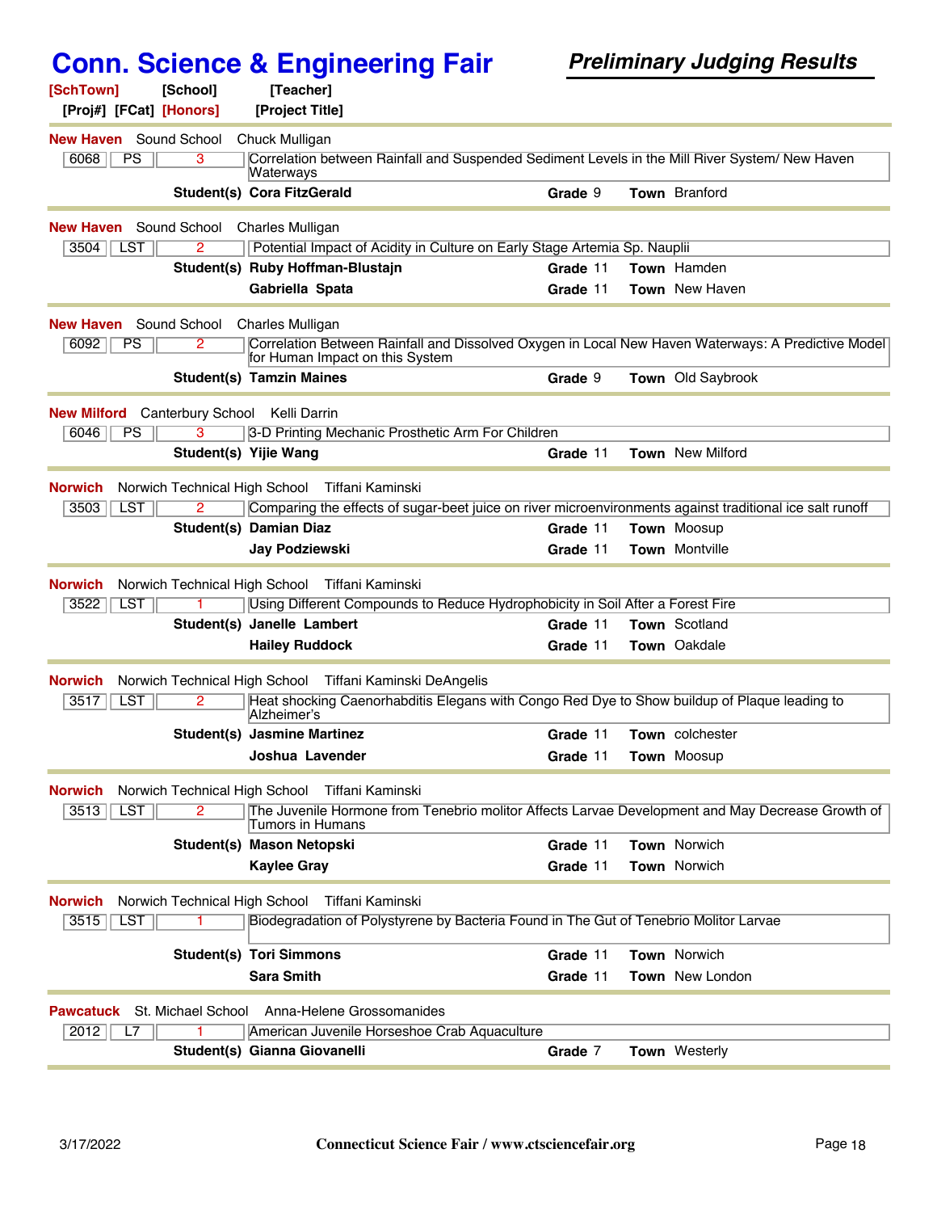# Conn. Science & Engineering Fair

***Preliminary Judging Results***

**[SchTown]** **[School]** **[Teacher]**
**[Proj#]** **[FCat]** **[Honors]** **[Project Title]**

---

**New Haven** Sound School Chuck Mulligan

| Proj# | FCat | Honors | Project Title |
|---|---|---|---|
| 6068 | PS | 3 | Correlation between Rainfall and Suspended Sediment Levels in the Mill River System/ New Haven Waterways |

**Student(s)** **Cora FitzGerald** **Grade** 9 **Town** Branford

---

**New Haven** Sound School Charles Mulligan

| Proj# | FCat | Honors | Project Title |
|---|---|---|---|
| 3504 | LST | 2 | Potential Impact of Acidity in Culture on Early Stage Artemia Sp. Nauplii |

**Student(s)** **Ruby Hoffman-Blustajn** **Grade** 11 **Town** Hamden
**Gabriella Spata** **Grade** 11 **Town** New Haven

---

**New Haven** Sound School Charles Mulligan

| Proj# | FCat | Honors | Project Title |
|---|---|---|---|
| 6092 | PS | 2 | Correlation Between Rainfall and Dissolved Oxygen in Local New Haven Waterways: A Predictive Model for Human Impact on this System |

**Student(s)** **Tamzin Maines** **Grade** 9 **Town** Old Saybrook

---

**New Milford** Canterbury School Kelli Darrin

| Proj# | FCat | Honors | Project Title |
|---|---|---|---|
| 6046 | PS | 3 | 3-D Printing Mechanic Prosthetic Arm For Children |

**Student(s)** **Yijie Wang** **Grade** 11 **Town** New Milford

---

**Norwich** Norwich Technical High School Tiffani Kaminski

| Proj# | FCat | Honors | Project Title |
|---|---|---|---|
| 3503 | LST | 2 | Comparing the effects of sugar-beet juice on river microenvironments against traditional ice salt runoff |

**Student(s)** **Damian Diaz** **Grade** 11 **Town** Moosup
**Jay Podziewski** **Grade** 11 **Town** Montville

---

**Norwich** Norwich Technical High School Tiffani Kaminski

| Proj# | FCat | Honors | Project Title |
|---|---|---|---|
| 3522 | LST | 1 | Using Different Compounds to Reduce Hydrophobicity in Soil After a Forest Fire |

**Student(s)** **Janelle Lambert** **Grade** 11 **Town** Scotland
**Hailey Ruddock** **Grade** 11 **Town** Oakdale

---

**Norwich** Norwich Technical High School Tiffani Kaminski DeAngelis

| Proj# | FCat | Honors | Project Title |
|---|---|---|---|
| 3517 | LST | 2 | Heat shocking Caenorhabditis Elegans with Congo Red Dye to Show buildup of Plaque leading to Alzheimer's |

**Student(s)** **Jasmine Martinez** **Grade** 11 **Town** colchester
**Joshua Lavender** **Grade** 11 **Town** Moosup

---

**Norwich** Norwich Technical High School Tiffani Kaminski

| Proj# | FCat | Honors | Project Title |
|---|---|---|---|
| 3513 | LST | 2 | The Juvenile Hormone from Tenebrio molitor Affects Larvae Development and May Decrease Growth of Tumors in Humans |

**Student(s)** **Mason Netopski** **Grade** 11 **Town** Norwich
**Kaylee Gray** **Grade** 11 **Town** Norwich

---

**Norwich** Norwich Technical High School Tiffani Kaminski

| Proj# | FCat | Honors | Project Title |
|---|---|---|---|
| 3515 | LST | 1 | Biodegradation of Polystyrene by Bacteria Found in The Gut of Tenebrio Molitor Larvae |

**Student(s)** **Tori Simmons** **Grade** 11 **Town** Norwich
**Sara Smith** **Grade** 11 **Town** New London

---

**Pawcatuck** St. Michael School Anna-Helene Grossomanides

| Proj# | FCat | Honors | Project Title |
|---|---|---|---|
| 2012 | L7 | 1 | American Juvenile Horseshoe Crab Aquaculture |

**Student(s)** **Gianna Giovanelli** **Grade** 7 **Town** Westerly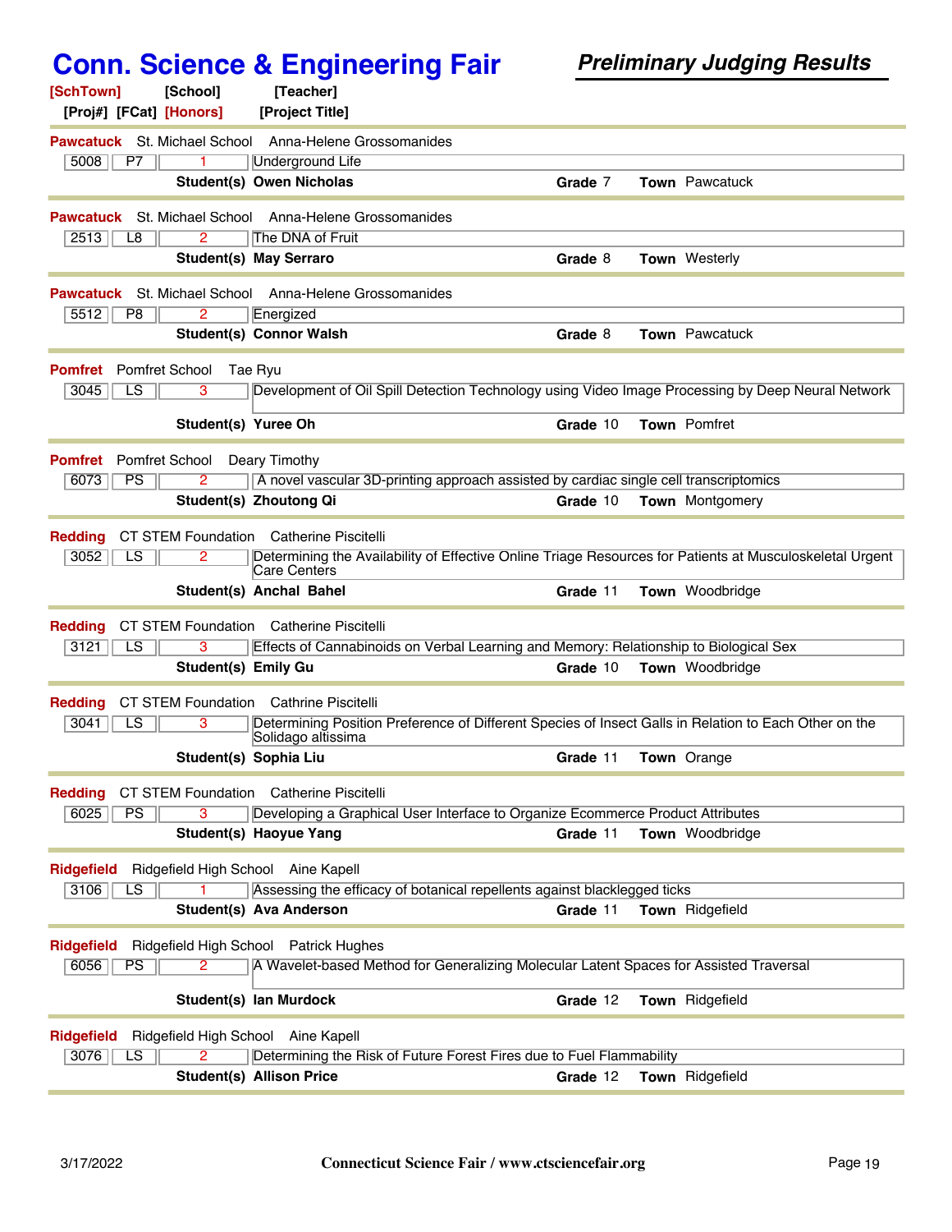# Conn. Science & Engineering Fair

***Preliminary Judging Results***

| [SchTown] | [School] | [Teacher] | [Proj#] | [FCat] | [Honors] | [Project Title] | Student(s) | Grade | Town |
|---|---|---|---|---|---|---|---|---|---|
| Pawcatuck | St. Michael School | Anna-Helene Grossomanides | 5008 | P7 | 1 | Underground Life | Owen Nicholas | 7 | Pawcatuck |
| Pawcatuck | St. Michael School | Anna-Helene Grossomanides | 2513 | L8 | 2 | The DNA of Fruit | May Serraro | 8 | Westerly |
| Pawcatuck | St. Michael School | Anna-Helene Grossomanides | 5512 | P8 | 2 | Energized | Connor Walsh | 8 | Pawcatuck |
| Pomfret | Pomfret School | Tae Ryu | 3045 | LS | 3 | Development of Oil Spill Detection Technology using Video Image Processing by Deep Neural Network | Yuree Oh | 10 | Pomfret |
| Pomfret | Pomfret School | Deary Timothy | 6073 | PS | 2 | A novel vascular 3D-printing approach assisted by cardiac single cell transcriptomics | Zhoutong Qi | 10 | Montgomery |
| Redding | CT STEM Foundation | Catherine Piscitelli | 3052 | LS | 2 | Determining the Availability of Effective Online Triage Resources for Patients at Musculoskeletal Urgent Care Centers | Anchal Bahel | 11 | Woodbridge |
| Redding | CT STEM Foundation | Catherine Piscitelli | 3121 | LS | 3 | Effects of Cannabinoids on Verbal Learning and Memory: Relationship to Biological Sex | Emily Gu | 10 | Woodbridge |
| Redding | CT STEM Foundation | Cathrine Piscitelli | 3041 | LS | 3 | Determining Position Preference of Different Species of Insect Galls in Relation to Each Other on the Solidago altissima | Sophia Liu | 11 | Orange |
| Redding | CT STEM Foundation | Catherine Piscitelli | 6025 | PS | 3 | Developing a Graphical User Interface to Organize Ecommerce Product Attributes | Haoyue Yang | 11 | Woodbridge |
| Ridgefield | Ridgefield High School | Aine Kapell | 3106 | LS | 1 | Assessing the efficacy of botanical repellents against blacklegged ticks | Ava Anderson | 11 | Ridgefield |
| Ridgefield | Ridgefield High School | Patrick Hughes | 6056 | PS | 2 | A Wavelet-based Method for Generalizing Molecular Latent Spaces for Assisted Traversal | Ian Murdock | 12 | Ridgefield |
| Ridgefield | Ridgefield High School | Aine Kapell | 3076 | LS | 2 | Determining the Risk of Future Forest Fires due to Fuel Flammability | Allison Price | 12 | Ridgefield |

3/17/2022 Connecticut Science Fair / www.ctsciencefair.org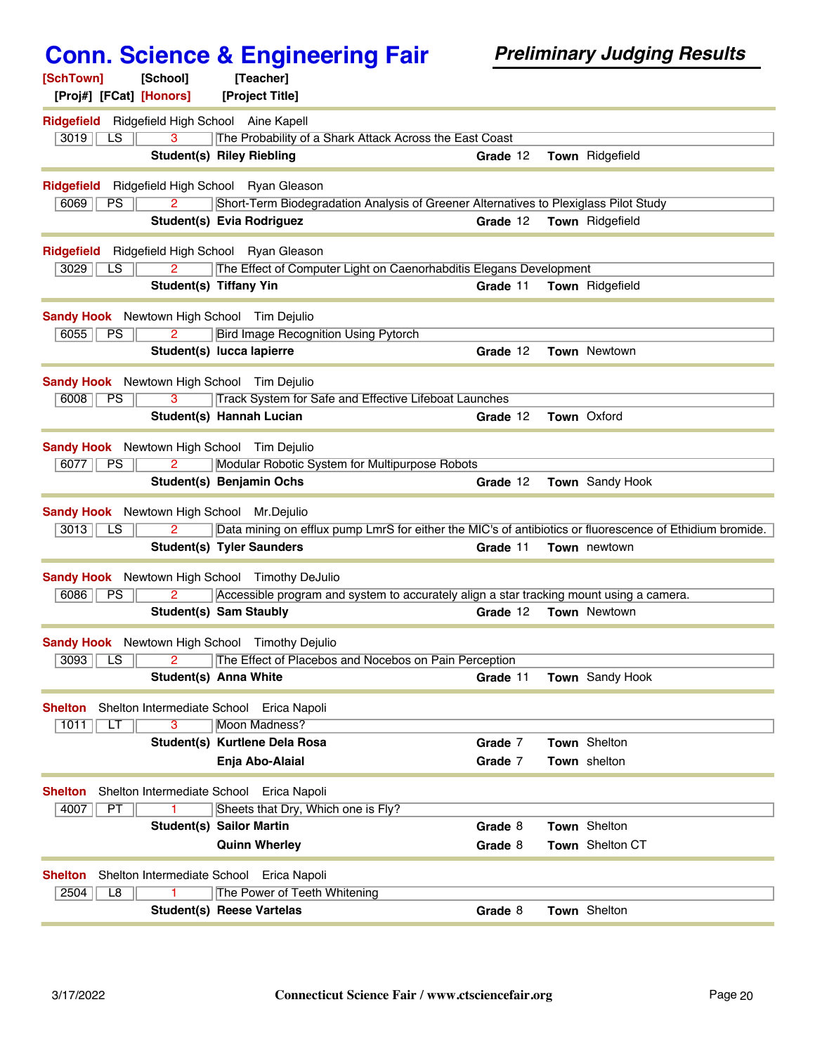# Conn. Science & Engineering Fair

***Preliminary Judging Results***

**[SchTown]** **[School]** **[Teacher]**
**[Proj#]** **[FCat]** **[Honors]** **[Project Title]**

---

**Ridgefield** Ridgefield High School Aine Kapell

| 3019 | LS | 3 | The Probability of a Shark Attack Across the East Coast |
|---|---|---|---|

**Student(s)** **Riley Riebling** **Grade** 12 **Town** Ridgefield

---

**Ridgefield** Ridgefield High School Ryan Gleason

| 6069 | PS | 2 | Short-Term Biodegradation Analysis of Greener Alternatives to Plexiglass Pilot Study |
|---|---|---|---|

**Student(s)** **Evia Rodriguez** **Grade** 12 **Town** Ridgefield

---

**Ridgefield** Ridgefield High School Ryan Gleason

| 3029 | LS | 2 | The Effect of Computer Light on Caenorhabditis Elegans Development |
|---|---|---|---|

**Student(s)** **Tiffany Yin** **Grade** 11 **Town** Ridgefield

---

**Sandy Hook** Newtown High School Tim Dejulio

| 6055 | PS | 2 | Bird Image Recognition Using Pytorch |
|---|---|---|---|

**Student(s)** **lucca lapierre** **Grade** 12 **Town** Newtown

---

**Sandy Hook** Newtown High School Tim Dejulio

| 6008 | PS | 3 | Track System for Safe and Effective Lifeboat Launches |
|---|---|---|---|

**Student(s)** **Hannah Lucian** **Grade** 12 **Town** Oxford

---

**Sandy Hook** Newtown High School Tim Dejulio

| 6077 | PS | 2 | Modular Robotic System for Multipurpose Robots |
|---|---|---|---|

**Student(s)** **Benjamin Ochs** **Grade** 12 **Town** Sandy Hook

---

**Sandy Hook** Newtown High School Mr.Dejulio

| 3013 | LS | 2 | Data mining on efflux pump LmrS for either the MIC's of antibiotics or fluorescence of Ethidium bromide. |
|---|---|---|---|

**Student(s)** **Tyler Saunders** **Grade** 11 **Town** newtown

---

**Sandy Hook** Newtown High School Timothy DeJulio

| 6086 | PS | 2 | Accessible program and system to accurately align a star tracking mount using a camera. |
|---|---|---|---|

**Student(s)** **Sam Staubly** **Grade** 12 **Town** Newtown

---

**Sandy Hook** Newtown High School Timothy Dejulio

| 3093 | LS | 2 | The Effect of Placebos and Nocebos on Pain Perception |
|---|---|---|---|

**Student(s)** **Anna White** **Grade** 11 **Town** Sandy Hook

---

**Shelton** Shelton Intermediate School Erica Napoli

| 1011 | LT | 3 | Moon Madness? |
|---|---|---|---|

**Student(s)** **Kurtlene Dela Rosa** **Grade** 7 **Town** Shelton
**Enja Abo-Alaial** **Grade** 7 **Town** shelton

---

**Shelton** Shelton Intermediate School Erica Napoli

| 4007 | PT | 1 | Sheets that Dry, Which one is Fly? |
|---|---|---|---|

**Student(s)** **Sailor Martin** **Grade** 8 **Town** Shelton
**Quinn Wherley** **Grade** 8 **Town** Shelton CT

---

**Shelton** Shelton Intermediate School Erica Napoli

| 2504 | L8 | 1 | The Power of Teeth Whitening |
|---|---|---|---|

**Student(s)** **Reese Vartelas** **Grade** 8 **Town** Shelton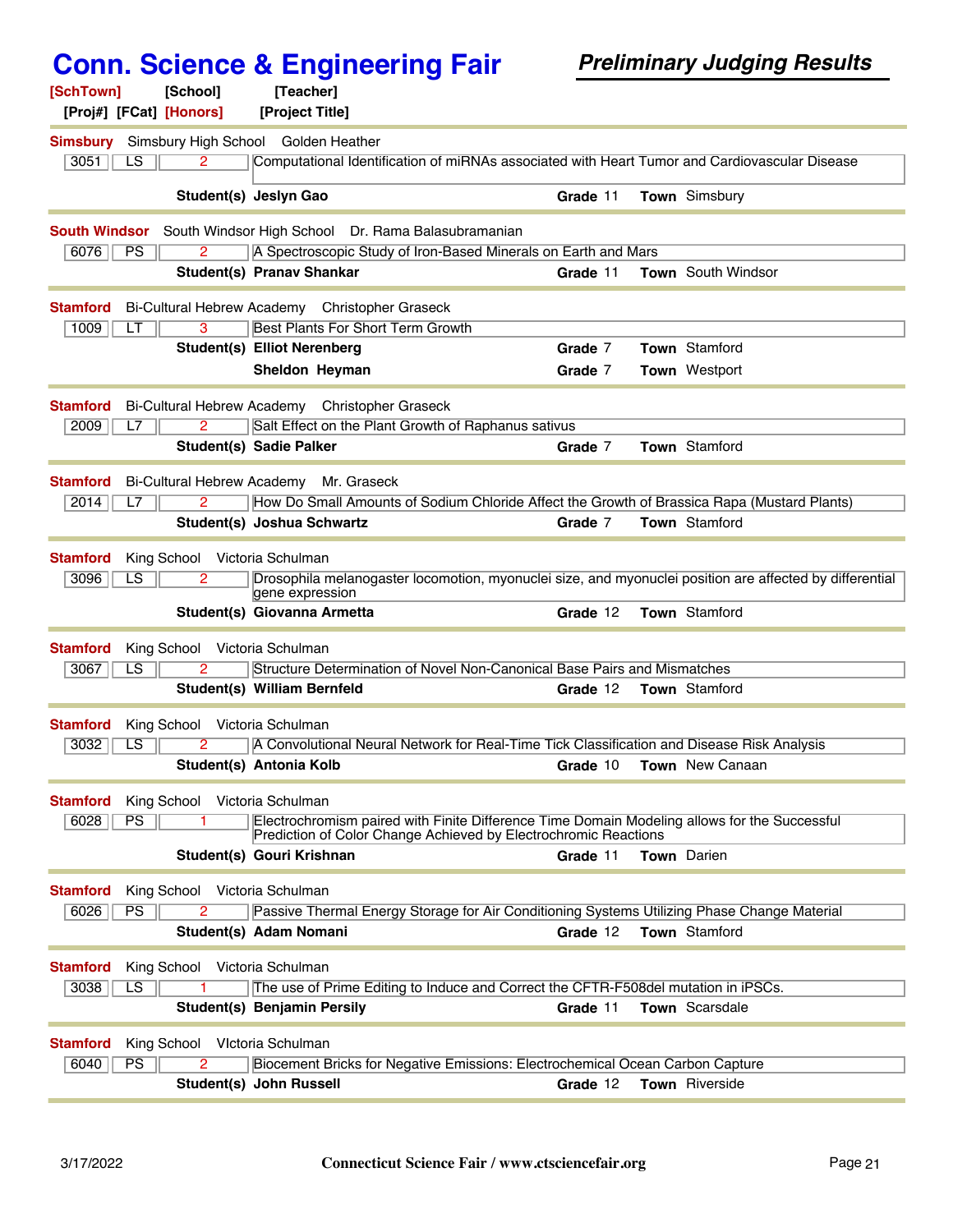# Conn. Science & Engineering Fair

***Preliminary Judging Results***

**[SchTown] [School] [Teacher]**
**[Proj#] [FCat] [Honors] [Project Title]**

---

**Simsbury** Simsbury High School Golden Heather

| 3051 | LS | 2 | Computational Identification of miRNAs associated with Heart Tumor and Cardiovascular Disease |
|---|---|---|---|

**Student(s) Jeslyn Gao** — **Grade** 11 — **Town** Simsbury

---

**South Windsor** South Windsor High School Dr. Rama Balasubramanian

| 6076 | PS | 2 | A Spectroscopic Study of Iron-Based Minerals on Earth and Mars |
|---|---|---|---|

**Student(s) Pranav Shankar** — **Grade** 11 — **Town** South Windsor

---

**Stamford** Bi-Cultural Hebrew Academy Christopher Graseck

| 1009 | LT | 3 | Best Plants For Short Term Growth |
|---|---|---|---|

**Student(s) Elliot Nerenberg** — **Grade** 7 — **Town** Stamford
**Sheldon Heyman** — **Grade** 7 — **Town** Westport

---

**Stamford** Bi-Cultural Hebrew Academy Christopher Graseck

| 2009 | L7 | 2 | Salt Effect on the Plant Growth of Raphanus sativus |
|---|---|---|---|

**Student(s) Sadie Palker** — **Grade** 7 — **Town** Stamford

---

**Stamford** Bi-Cultural Hebrew Academy Mr. Graseck

| 2014 | L7 | 2 | How Do Small Amounts of Sodium Chloride Affect the Growth of Brassica Rapa (Mustard Plants) |
|---|---|---|---|

**Student(s) Joshua Schwartz** — **Grade** 7 — **Town** Stamford

---

**Stamford** King School Victoria Schulman

| 3096 | LS | 2 | Drosophila melanogaster locomotion, myonuclei size, and myonuclei position are affected by differential gene expression |
|---|---|---|---|

**Student(s) Giovanna Armetta** — **Grade** 12 — **Town** Stamford

---

**Stamford** King School Victoria Schulman

| 3067 | LS | 2 | Structure Determination of Novel Non-Canonical Base Pairs and Mismatches |
|---|---|---|---|

**Student(s) William Bernfeld** — **Grade** 12 — **Town** Stamford

---

**Stamford** King School Victoria Schulman

| 3032 | LS | 2 | A Convolutional Neural Network for Real-Time Tick Classification and Disease Risk Analysis |
|---|---|---|---|

**Student(s) Antonia Kolb** — **Grade** 10 — **Town** New Canaan

---

**Stamford** King School Victoria Schulman

| 6028 | PS | 1 | Electrochromism paired with Finite Difference Time Domain Modeling allows for the Successful Prediction of Color Change Achieved by Electrochromic Reactions |
|---|---|---|---|

**Student(s) Gouri Krishnan** — **Grade** 11 — **Town** Darien

---

**Stamford** King School Victoria Schulman

| 6026 | PS | 2 | Passive Thermal Energy Storage for Air Conditioning Systems Utilizing Phase Change Material |
|---|---|---|---|

**Student(s) Adam Nomani** — **Grade** 12 — **Town** Stamford

---

**Stamford** King School Victoria Schulman

| 3038 | LS | 1 | The use of Prime Editing to Induce and Correct the CFTR-F508del mutation in iPSCs. |
|---|---|---|---|

**Student(s) Benjamin Persily** — **Grade** 11 — **Town** Scarsdale

---

**Stamford** King School VIctoria Schulman

| 6040 | PS | 2 | Biocement Bricks for Negative Emissions: Electrochemical Ocean Carbon Capture |
|---|---|---|---|

**Student(s) John Russell** — **Grade** 12 — **Town** Riverside

---

3/17/2022 Connecticut Science Fair / www.ctsciencefair.org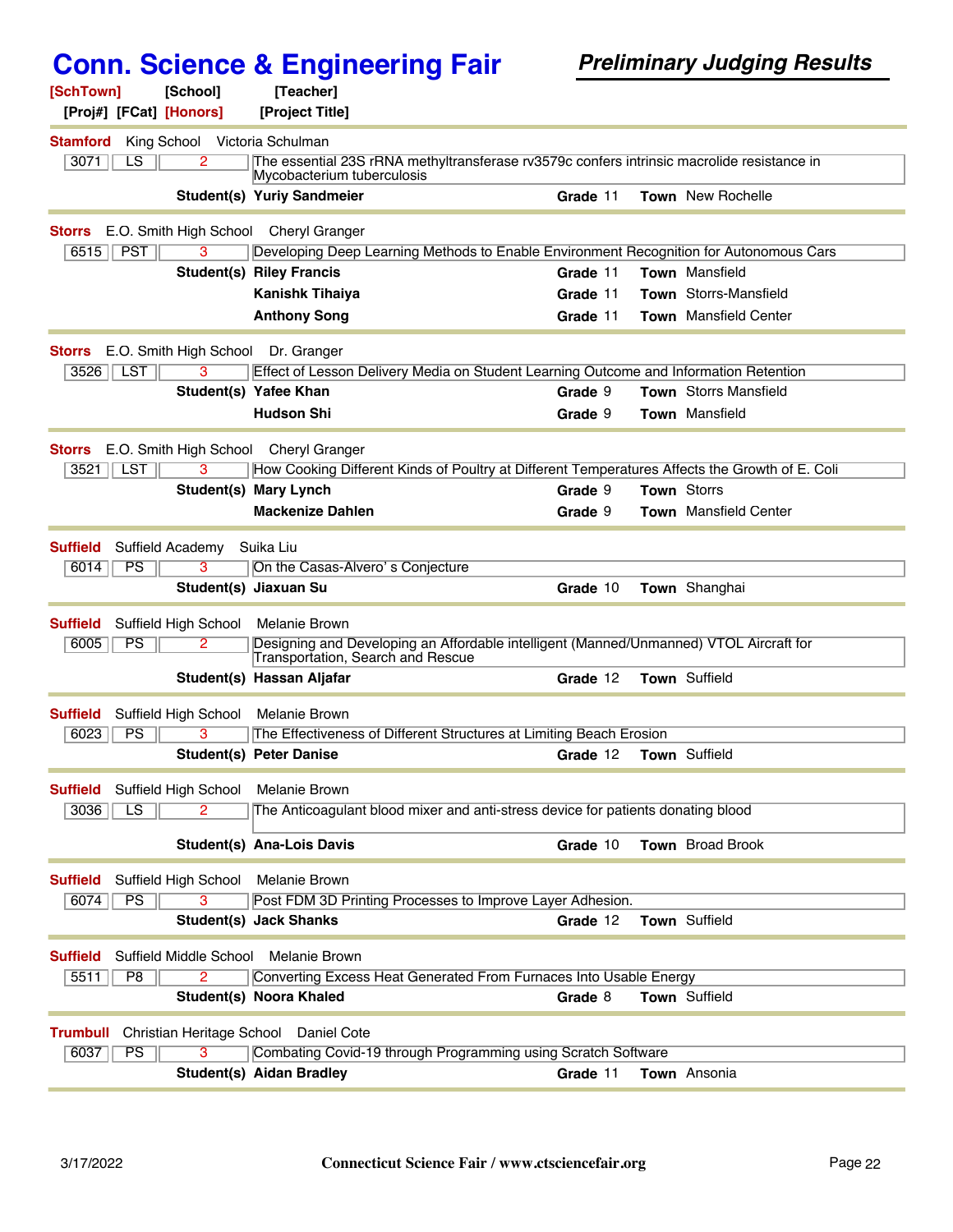# Conn. Science & Engineering Fair

***Preliminary Judging Results***

**[SchTown] [School] [Teacher]**
**[Proj#] [FCat] [Honors] [Project Title]**

---

**Stamford** King School Victoria Schulman

| 3071 | LS | 2 | The essential 23S rRNA methyltransferase rv3579c confers intrinsic macrolide resistance in Mycobacterium tuberculosis |
|---|---|---|---|

**Student(s)** **Yuriy Sandmeier** **Grade** 11 **Town** New Rochelle

---

**Storrs** E.O. Smith High School Cheryl Granger

| 6515 | PST | 3 | Developing Deep Learning Methods to Enable Environment Recognition for Autonomous Cars |
|---|---|---|---|

**Student(s)** **Riley Francis** **Grade** 11 **Town** Mansfield
**Kanishk Tihaiya** **Grade** 11 **Town** Storrs-Mansfield
**Anthony Song** **Grade** 11 **Town** Mansfield Center

---

**Storrs** E.O. Smith High School Dr. Granger

| 3526 | LST | 3 | Effect of Lesson Delivery Media on Student Learning Outcome and Information Retention |
|---|---|---|---|

**Student(s)** **Yafee Khan** **Grade** 9 **Town** Storrs Mansfield
**Hudson Shi** **Grade** 9 **Town** Mansfield

---

**Storrs** E.O. Smith High School Cheryl Granger

| 3521 | LST | 3 | How Cooking Different Kinds of Poultry at Different Temperatures Affects the Growth of E. Coli |
|---|---|---|---|

**Student(s)** **Mary Lynch** **Grade** 9 **Town** Storrs
**Mackenize Dahlen** **Grade** 9 **Town** Mansfield Center

---

**Suffield** Suffield Academy Suika Liu

| 6014 | PS | 3 | On the Casas-Alvero' s Conjecture |
|---|---|---|---|

**Student(s)** **Jiaxuan Su** **Grade** 10 **Town** Shanghai

---

**Suffield** Suffield High School Melanie Brown

| 6005 | PS | 2 | Designing and Developing an Affordable intelligent (Manned/Unmanned) VTOL Aircraft for Transportation, Search and Rescue |
|---|---|---|---|

**Student(s)** **Hassan Aljafar** **Grade** 12 **Town** Suffield

---

**Suffield** Suffield High School Melanie Brown

| 6023 | PS | 3 | The Effectiveness of Different Structures at Limiting Beach Erosion |
|---|---|---|---|

**Student(s)** **Peter Danise** **Grade** 12 **Town** Suffield

---

**Suffield** Suffield High School Melanie Brown

| 3036 | LS | 2 | The Anticoagulant blood mixer and anti-stress device for patients donating blood |
|---|---|---|---|

**Student(s)** **Ana-Lois Davis** **Grade** 10 **Town** Broad Brook

---

**Suffield** Suffield High School Melanie Brown

| 6074 | PS | 3 | Post FDM 3D Printing Processes to Improve Layer Adhesion. |
|---|---|---|---|

**Student(s)** **Jack Shanks** **Grade** 12 **Town** Suffield

---

**Suffield** Suffield Middle School Melanie Brown

| 5511 | P8 | 2 | Converting Excess Heat Generated From Furnaces Into Usable Energy |
|---|---|---|---|

**Student(s)** **Noora Khaled** **Grade** 8 **Town** Suffield

---

**Trumbull** Christian Heritage School Daniel Cote

| 6037 | PS | 3 | Combating Covid-19 through Programming using Scratch Software |
|---|---|---|---|

**Student(s)** **Aidan Bradley** **Grade** 11 **Town** Ansonia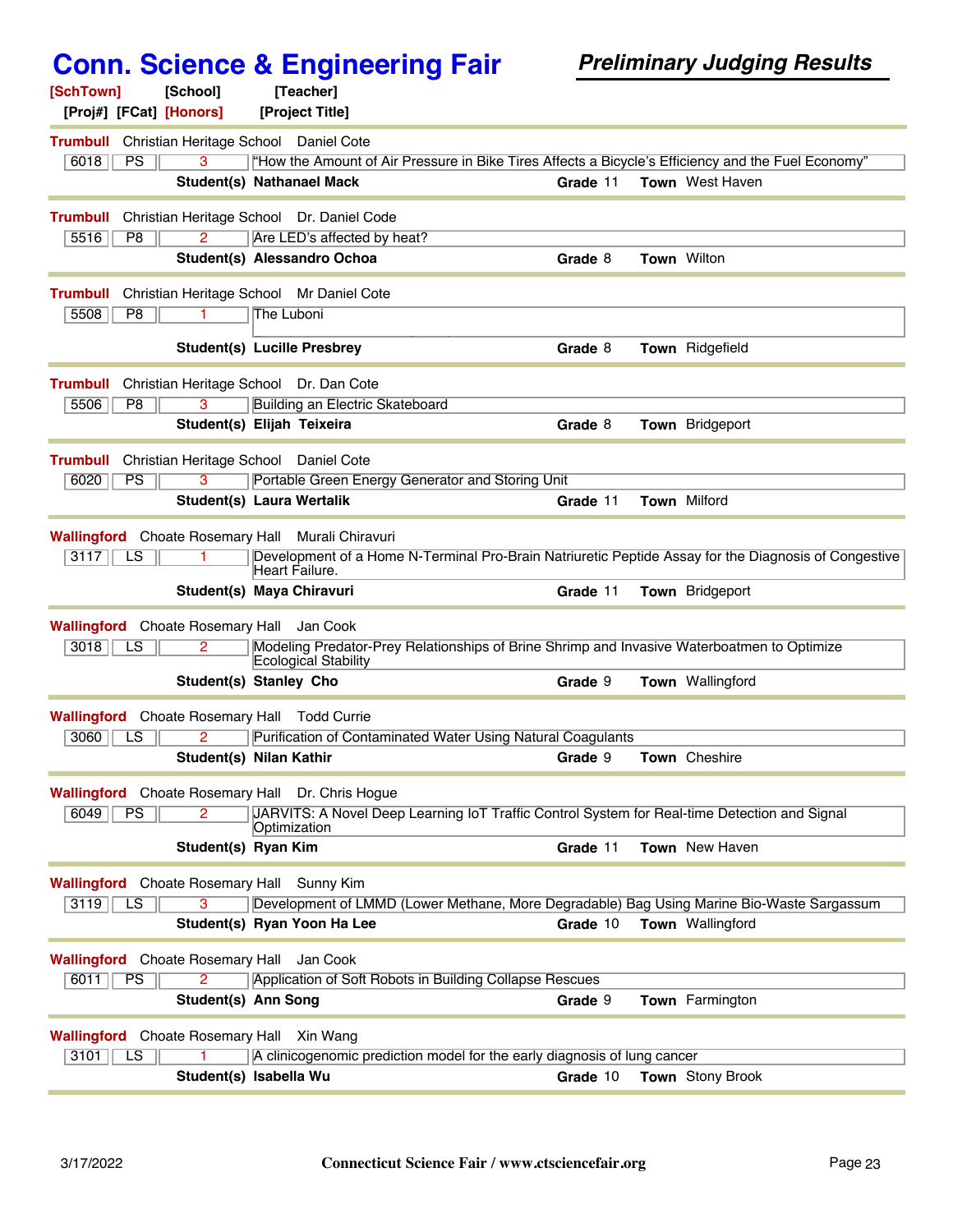# Conn. Science & Engineering Fair

## *Preliminary Judging Results*

[SchTown] [School] [Teacher]
[Proj#] [FCat] [Honors] [Project Title]

| SchTown | School | Teacher | Proj# | FCat | Honors | Project Title | Student(s) | Grade | Town |
|---|---|---|---|---|---|---|---|---|---|
| Trumbull | Christian Heritage School | Daniel Cote | 6018 | PS | 3 | "How the Amount of Air Pressure in Bike Tires Affects a Bicycle's Efficiency and the Fuel Economy" | Nathanael Mack | 11 | West Haven |
| Trumbull | Christian Heritage School | Dr. Daniel Code | 5516 | P8 | 2 | Are LED's affected by heat? | Alessandro Ochoa | 8 | Wilton |
| Trumbull | Christian Heritage School | Mr Daniel Cote | 5508 | P8 | 1 | The Luboni | Lucille Presbrey | 8 | Ridgefield |
| Trumbull | Christian Heritage School | Dr. Dan Cote | 5506 | P8 | 3 | Building an Electric Skateboard | Elijah Teixeira | 8 | Bridgeport |
| Trumbull | Christian Heritage School | Daniel Cote | 6020 | PS | 3 | Portable Green Energy Generator and Storing Unit | Laura Wertalik | 11 | Milford |
| Wallingford | Choate Rosemary Hall | Murali Chiravuri | 3117 | LS | 1 | Development of a Home N-Terminal Pro-Brain Natriuretic Peptide Assay for the Diagnosis of Congestive Heart Failure. | Maya Chiravuri | 11 | Bridgeport |
| Wallingford | Choate Rosemary Hall | Jan Cook | 3018 | LS | 2 | Modeling Predator-Prey Relationships of Brine Shrimp and Invasive Waterboatmen to Optimize Ecological Stability | Stanley Cho | 9 | Wallingford |
| Wallingford | Choate Rosemary Hall | Todd Currie | 3060 | LS | 2 | Purification of Contaminated Water Using Natural Coagulants | Nilan Kathir | 9 | Cheshire |
| Wallingford | Choate Rosemary Hall | Dr. Chris Hogue | 6049 | PS | 2 | JARVITS: A Novel Deep Learning IoT Traffic Control System for Real-time Detection and Signal Optimization | Ryan Kim | 11 | New Haven |
| Wallingford | Choate Rosemary Hall | Sunny Kim | 3119 | LS | 3 | Development of LMMD (Lower Methane, More Degradable) Bag Using Marine Bio-Waste Sargassum | Ryan Yoon Ha Lee | 10 | Wallingford |
| Wallingford | Choate Rosemary Hall | Jan Cook | 6011 | PS | 2 | Application of Soft Robots in Building Collapse Rescues | Ann Song | 9 | Farmington |
| Wallingford | Choate Rosemary Hall | Xin Wang | 3101 | LS | 1 | A clinicogenomic prediction model for the early diagnosis of lung cancer | Isabella Wu | 10 | Stony Brook |

3/17/2022 Connecticut Science Fair / www.ctsciencefair.org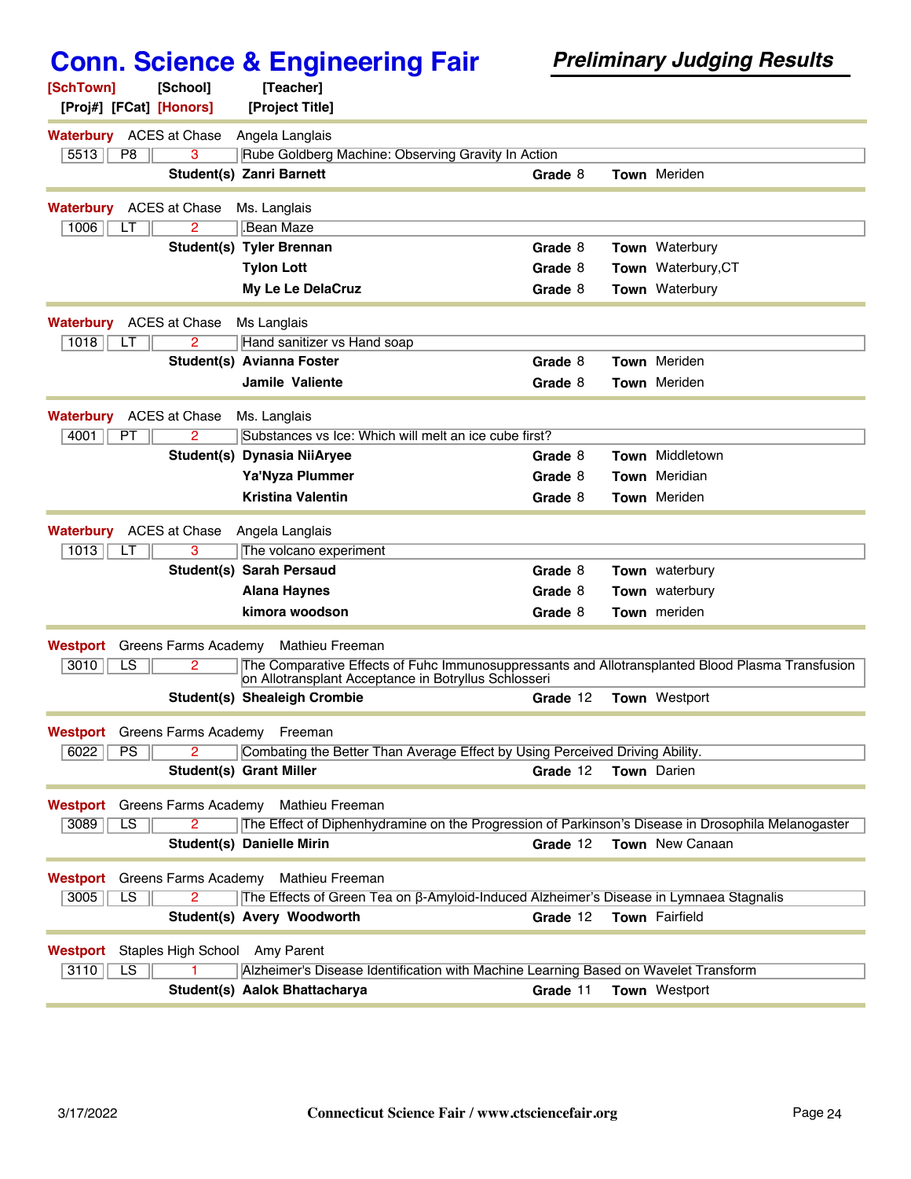# Conn. Science & Engineering Fair

***Preliminary Judging Results***

| [SchTown] | [School] | [Teacher] | | | |
|---|---|---|---|---|---|
| [Proj#] | [FCat] | [Honors] | [Project Title] | | |
| **Waterbury** | ACES at Chase | Angela Langlais | | | |
| 5513 | P8 | 3 | Rube Goldberg Machine: Observing Gravity In Action | | |
| | | Student(s) | **Zanri Barnett** | **Grade** 8 | **Town** Meriden |
| **Waterbury** | ACES at Chase | Ms. Langlais | | | |
| 1006 | LT | 2 | .Bean Maze | | |
| | | Student(s) | **Tyler Brennan** | **Grade** 8 | **Town** Waterbury |
| | | | **Tylon Lott** | **Grade** 8 | **Town** Waterbury,CT |
| | | | **My Le Le DelaCruz** | **Grade** 8 | **Town** Waterbury |
| **Waterbury** | ACES at Chase | Ms Langlais | | | |
| 1018 | LT | 2 | Hand sanitizer vs Hand soap | | |
| | | Student(s) | **Avianna Foster** | **Grade** 8 | **Town** Meriden |
| | | | **Jamile Valiente** | **Grade** 8 | **Town** Meriden |
| **Waterbury** | ACES at Chase | Ms. Langlais | | | |
| 4001 | PT | 2 | Substances vs Ice: Which will melt an ice cube first? | | |
| | | Student(s) | **Dynasia NiiAryee** | **Grade** 8 | **Town** Middletown |
| | | | **Ya'Nyza Plummer** | **Grade** 8 | **Town** Meridian |
| | | | **Kristina Valentin** | **Grade** 8 | **Town** Meriden |
| **Waterbury** | ACES at Chase | Angela Langlais | | | |
| 1013 | LT | 3 | The volcano experiment | | |
| | | Student(s) | **Sarah Persaud** | **Grade** 8 | **Town** waterbury |
| | | | **Alana Haynes** | **Grade** 8 | **Town** waterbury |
| | | | **kimora woodson** | **Grade** 8 | **Town** meriden |
| **Westport** | Greens Farms Academy | Mathieu Freeman | | | |
| 3010 | LS | 2 | The Comparative Effects of Fuhc Immunosuppressants and Allotransplanted Blood Plasma Transfusion on Allotransplant Acceptance in Botryllus Schlosseri | | |
| | | Student(s) | **Shealeigh Crombie** | **Grade** 12 | **Town** Westport |
| **Westport** | Greens Farms Academy | Freeman | | | |
| 6022 | PS | 2 | Combating the Better Than Average Effect by Using Perceived Driving Ability. | | |
| | | Student(s) | **Grant Miller** | **Grade** 12 | **Town** Darien |
| **Westport** | Greens Farms Academy | Mathieu Freeman | | | |
| 3089 | LS | 2 | The Effect of Diphenhydramine on the Progression of Parkinson's Disease in Drosophila Melanogaster | | |
| | | Student(s) | **Danielle Mirin** | **Grade** 12 | **Town** New Canaan |
| **Westport** | Greens Farms Academy | Mathieu Freeman | | | |
| 3005 | LS | 2 | The Effects of Green Tea on β-Amyloid-Induced Alzheimer's Disease in Lymnaea Stagnalis | | |
| | | Student(s) | **Avery Woodworth** | **Grade** 12 | **Town** Fairfield |
| **Westport** | Staples High School | Amy Parent | | | |
| 3110 | LS | 1 | Alzheimer's Disease Identification with Machine Learning Based on Wavelet Transform | | |
| | | Student(s) | **Aalok Bhattacharya** | **Grade** 11 | **Town** Westport |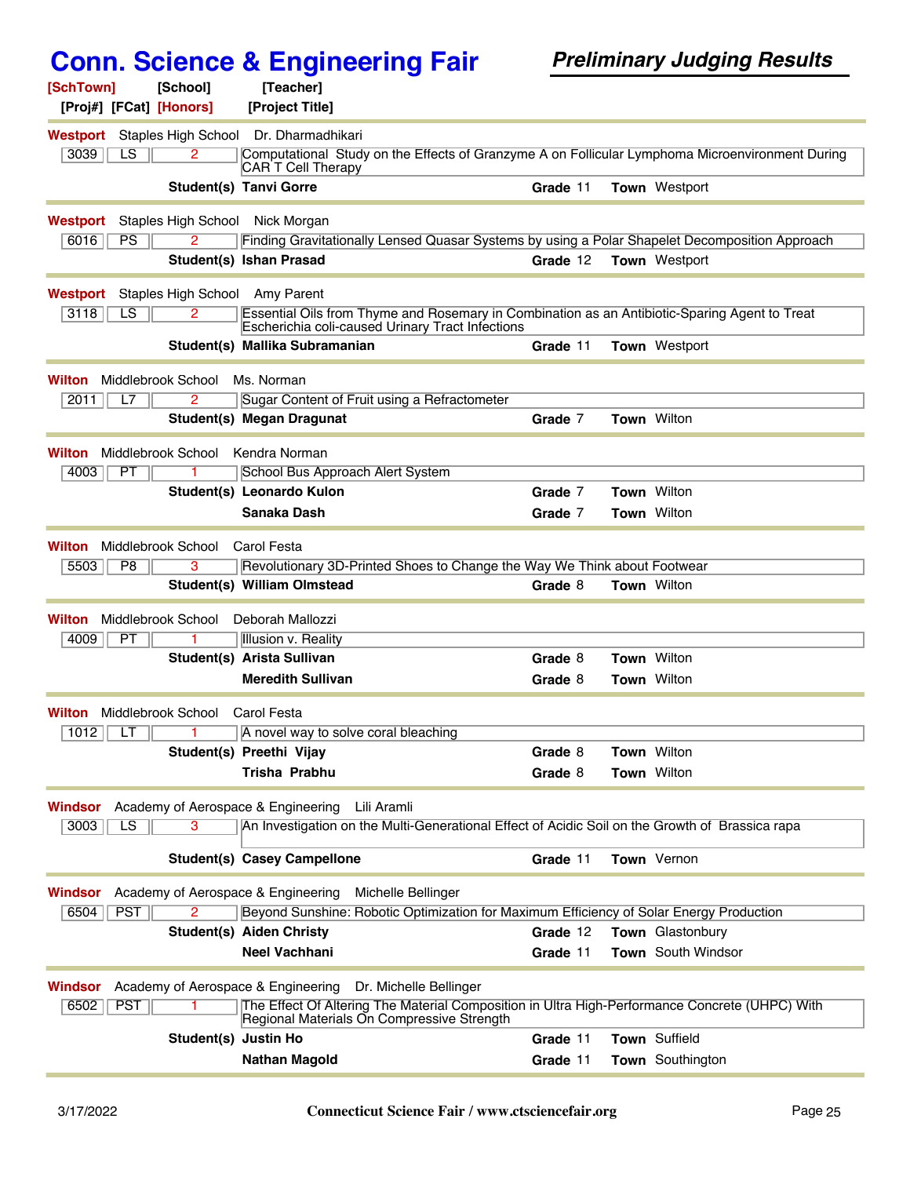# Conn. Science & Engineering Fair

## *Preliminary Judging Results*

| [SchTown] | [School] | [Teacher] |
|---|---|---|
| [Proj#] [FCat] [Honors] | [Project Title] | |

---

**Westport** Staples High School Dr. Dharmadhikari

| 3039 | LS | 2 | Computational Study on the Effects of Granzyme A on Follicular Lymphoma Microenvironment During CAR T Cell Therapy |
|---|---|---|---|

**Student(s)** **Tanvi Gorre** — **Grade** 11 — **Town** Westport

---

**Westport** Staples High School Nick Morgan

| 6016 | PS | 2 | Finding Gravitationally Lensed Quasar Systems by using a Polar Shapelet Decomposition Approach |
|---|---|---|---|

**Student(s)** **Ishan Prasad** — **Grade** 12 — **Town** Westport

---

**Westport** Staples High School Amy Parent

| 3118 | LS | 2 | Essential Oils from Thyme and Rosemary in Combination as an Antibiotic-Sparing Agent to Treat Escherichia coli-caused Urinary Tract Infections |
|---|---|---|---|

**Student(s)** **Mallika Subramanian** — **Grade** 11 — **Town** Westport

---

**Wilton** Middlebrook School Ms. Norman

| 2011 | L7 | 2 | Sugar Content of Fruit using a Refractometer |
|---|---|---|---|

**Student(s)** **Megan Dragunat** — **Grade** 7 — **Town** Wilton

---

**Wilton** Middlebrook School Kendra Norman

| 4003 | PT | 1 | School Bus Approach Alert System |
|---|---|---|---|

**Student(s)** **Leonardo Kulon** — **Grade** 7 — **Town** Wilton
**Sanaka Dash** — **Grade** 7 — **Town** Wilton

---

**Wilton** Middlebrook School Carol Festa

| 5503 | P8 | 3 | Revolutionary 3D-Printed Shoes to Change the Way We Think about Footwear |
|---|---|---|---|

**Student(s)** **William Olmstead** — **Grade** 8 — **Town** Wilton

---

**Wilton** Middlebrook School Deborah Mallozzi

| 4009 | PT | 1 | Illusion v. Reality |
|---|---|---|---|

**Student(s)** **Arista Sullivan** — **Grade** 8 — **Town** Wilton
**Meredith Sullivan** — **Grade** 8 — **Town** Wilton

---

**Wilton** Middlebrook School Carol Festa

| 1012 | LT | 1 | A novel way to solve coral bleaching |
|---|---|---|---|

**Student(s)** **Preethi Vijay** — **Grade** 8 — **Town** Wilton
**Trisha Prabhu** — **Grade** 8 — **Town** Wilton

---

**Windsor** Academy of Aerospace & Engineering Lili Aramli

| 3003 | LS | 3 | An Investigation on the Multi-Generational Effect of Acidic Soil on the Growth of Brassica rapa |
|---|---|---|---|

**Student(s)** **Casey Campellone** — **Grade** 11 — **Town** Vernon

---

**Windsor** Academy of Aerospace & Engineering Michelle Bellinger

| 6504 | PST | 2 | Beyond Sunshine: Robotic Optimization for Maximum Efficiency of Solar Energy Production |
|---|---|---|---|

**Student(s)** **Aiden Christy** — **Grade** 12 — **Town** Glastonbury
**Neel Vachhani** — **Grade** 11 — **Town** South Windsor

---

**Windsor** Academy of Aerospace & Engineering Dr. Michelle Bellinger

| 6502 | PST | 1 | The Effect Of Altering The Material Composition in Ultra High-Performance Concrete (UHPC) With Regional Materials On Compressive Strength |
|---|---|---|---|

**Student(s)** **Justin Ho** — **Grade** 11 — **Town** Suffield
**Nathan Magold** — **Grade** 11 — **Town** Southington

---

3/17/2022 — Connecticut Science Fair / www.ctsciencefair.org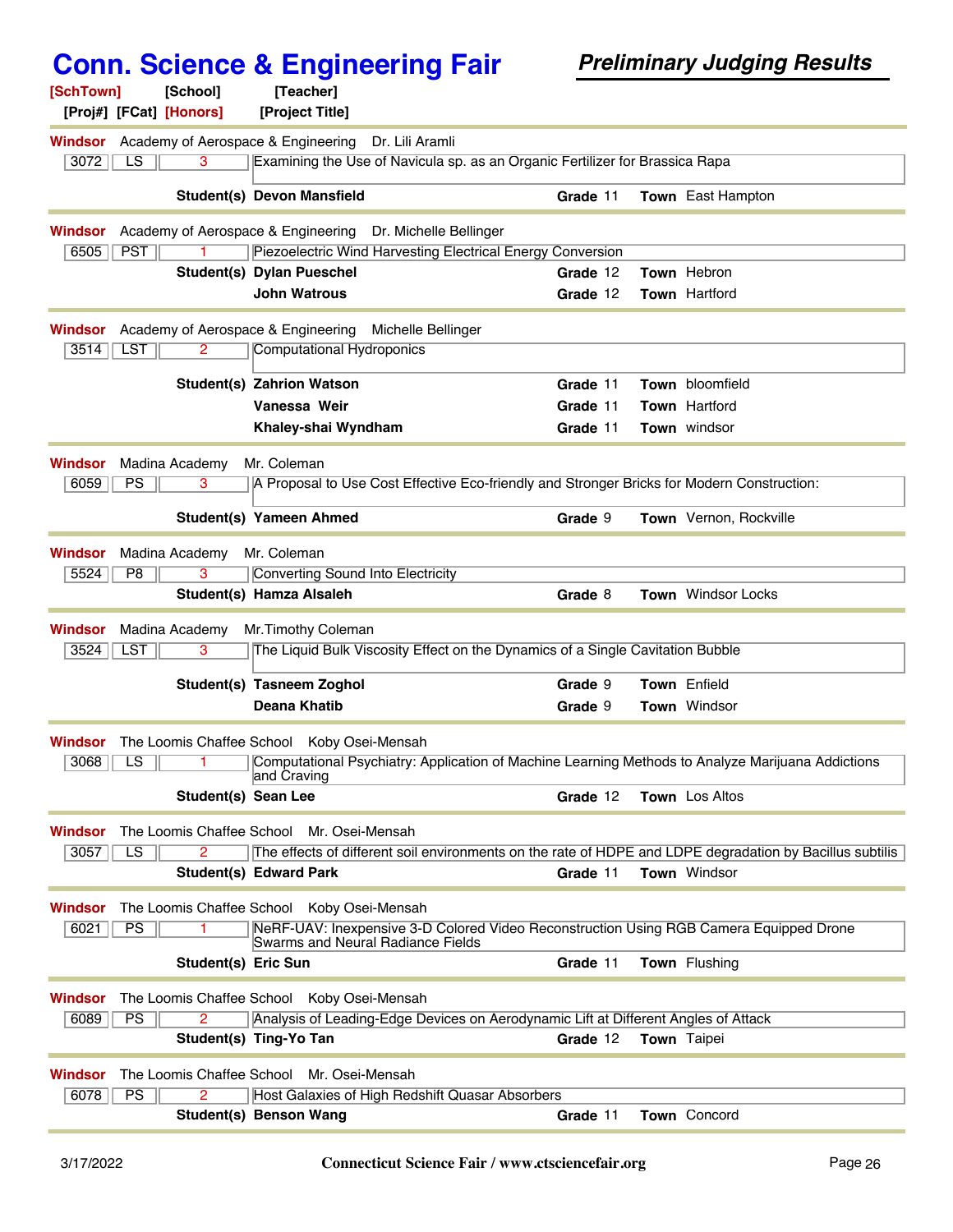# Conn. Science & Engineering Fair

***Preliminary Judging Results***

**[SchTown] [School] [Teacher]**
**[Proj#] [FCat] [Honors] [Project Title]**

---

**Windsor** Academy of Aerospace & Engineering Dr. Lili Aramli

| 3072 | LS | 3 | Examining the Use of Navicula sp. as an Organic Fertilizer for Brassica Rapa |
|---|---|---|---|

**Student(s)** **Devon Mansfield** — **Grade** 11 — **Town** East Hampton

---

**Windsor** Academy of Aerospace & Engineering Dr. Michelle Bellinger

| 6505 | PST | 1 | Piezoelectric Wind Harvesting Electrical Energy Conversion |
|---|---|---|---|

**Student(s)** **Dylan Pueschel** — **Grade** 12 — **Town** Hebron
**John Watrous** — **Grade** 12 — **Town** Hartford

---

**Windsor** Academy of Aerospace & Engineering Michelle Bellinger

| 3514 | LST | 2 | Computational Hydroponics |
|---|---|---|---|

**Student(s)** **Zahrion Watson** — **Grade** 11 — **Town** bloomfield
**Vanessa Weir** — **Grade** 11 — **Town** Hartford
**Khaley-shai Wyndham** — **Grade** 11 — **Town** windsor

---

**Windsor** Madina Academy Mr. Coleman

| 6059 | PS | 3 | A Proposal to Use Cost Effective Eco-friendly and Stronger Bricks for Modern Construction: |
|---|---|---|---|

**Student(s)** **Yameen Ahmed** — **Grade** 9 — **Town** Vernon, Rockville

---

**Windsor** Madina Academy Mr. Coleman

| 5524 | P8 | 3 | Converting Sound Into Electricity |
|---|---|---|---|

**Student(s)** **Hamza Alsaleh** — **Grade** 8 — **Town** Windsor Locks

---

**Windsor** Madina Academy Mr.Timothy Coleman

| 3524 | LST | 3 | The Liquid Bulk Viscosity Effect on the Dynamics of a Single Cavitation Bubble |
|---|---|---|---|

**Student(s)** **Tasneem Zoghol** — **Grade** 9 — **Town** Enfield
**Deana Khatib** — **Grade** 9 — **Town** Windsor

---

**Windsor** The Loomis Chaffee School Koby Osei-Mensah

| 3068 | LS | 1 | Computational Psychiatry: Application of Machine Learning Methods to Analyze Marijuana Addictions and Craving |
|---|---|---|---|

**Student(s)** **Sean Lee** — **Grade** 12 — **Town** Los Altos

---

**Windsor** The Loomis Chaffee School Mr. Osei-Mensah

| 3057 | LS | 2 | The effects of different soil environments on the rate of HDPE and LDPE degradation by Bacillus subtilis |
|---|---|---|---|

**Student(s)** **Edward Park** — **Grade** 11 — **Town** Windsor

---

**Windsor** The Loomis Chaffee School Koby Osei-Mensah

| 6021 | PS | 1 | NeRF-UAV: Inexpensive 3-D Colored Video Reconstruction Using RGB Camera Equipped Drone Swarms and Neural Radiance Fields |
|---|---|---|---|

**Student(s)** **Eric Sun** — **Grade** 11 — **Town** Flushing

---

**Windsor** The Loomis Chaffee School Koby Osei-Mensah

| 6089 | PS | 2 | Analysis of Leading-Edge Devices on Aerodynamic Lift at Different Angles of Attack |
|---|---|---|---|

**Student(s)** **Ting-Yo Tan** — **Grade** 12 — **Town** Taipei

---

**Windsor** The Loomis Chaffee School Mr. Osei-Mensah

| 6078 | PS | 2 | Host Galaxies of High Redshift Quasar Absorbers |
|---|---|---|---|

**Student(s)** **Benson Wang** — **Grade** 11 — **Town** Concord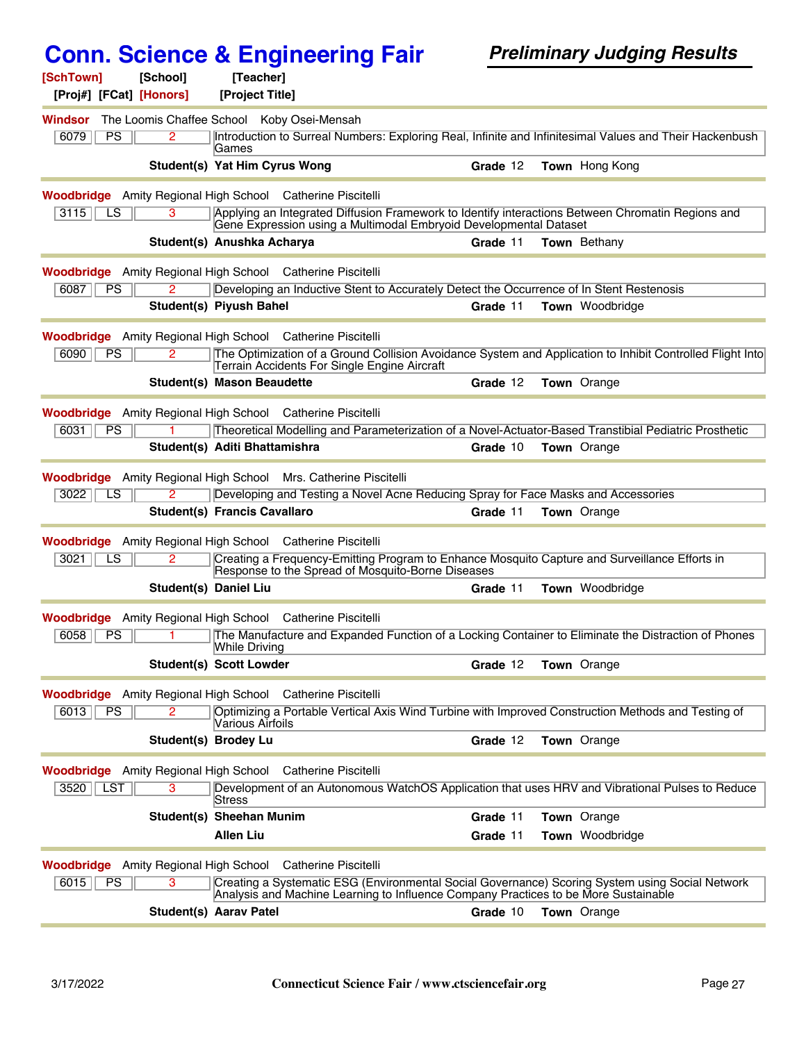# Conn. Science & Engineering Fair

***Preliminary Judging Results***

**[SchTown] [School] [Teacher]**
**[Proj#] [FCat] [Honors] [Project Title]**

---

**Windsor** The Loomis Chaffee School Koby Osei-Mensah

| 6079 | PS | 2 | Introduction to Surreal Numbers: Exploring Real, Infinite and Infinitesimal Values and Their Hackenbush Games |
|---|---|---|---|

**Student(s) Yat Him Cyrus Wong** **Grade** 12 **Town** Hong Kong

---

**Woodbridge** Amity Regional High School Catherine Piscitelli

| 3115 | LS | 3 | Applying an Integrated Diffusion Framework to Identify interactions Between Chromatin Regions and Gene Expression using a Multimodal Embryoid Developmental Dataset |
|---|---|---|---|

**Student(s) Anushka Acharya** **Grade** 11 **Town** Bethany

---

**Woodbridge** Amity Regional High School Catherine Piscitelli

| 6087 | PS | 2 | Developing an Inductive Stent to Accurately Detect the Occurrence of In Stent Restenosis |
|---|---|---|---|

**Student(s) Piyush Bahel** **Grade** 11 **Town** Woodbridge

---

**Woodbridge** Amity Regional High School Catherine Piscitelli

| 6090 | PS | 2 | The Optimization of a Ground Collision Avoidance System and Application to Inhibit Controlled Flight Into Terrain Accidents For Single Engine Aircraft |
|---|---|---|---|

**Student(s) Mason Beaudette** **Grade** 12 **Town** Orange

---

**Woodbridge** Amity Regional High School Catherine Piscitelli

| 6031 | PS | 1 | Theoretical Modelling and Parameterization of a Novel-Actuator-Based Transtibial Pediatric Prosthetic |
|---|---|---|---|

**Student(s) Aditi Bhattamishra** **Grade** 10 **Town** Orange

---

**Woodbridge** Amity Regional High School Mrs. Catherine Piscitelli

| 3022 | LS | 2 | Developing and Testing a Novel Acne Reducing Spray for Face Masks and Accessories |
|---|---|---|---|

**Student(s) Francis Cavallaro** **Grade** 11 **Town** Orange

---

**Woodbridge** Amity Regional High School Catherine Piscitelli

| 3021 | LS | 2 | Creating a Frequency-Emitting Program to Enhance Mosquito Capture and Surveillance Efforts in Response to the Spread of Mosquito-Borne Diseases |
|---|---|---|---|

**Student(s) Daniel Liu** **Grade** 11 **Town** Woodbridge

---

**Woodbridge** Amity Regional High School Catherine Piscitelli

| 6058 | PS | 1 | The Manufacture and Expanded Function of a Locking Container to Eliminate the Distraction of Phones While Driving |
|---|---|---|---|

**Student(s) Scott Lowder** **Grade** 12 **Town** Orange

---

**Woodbridge** Amity Regional High School Catherine Piscitelli

| 6013 | PS | 2 | Optimizing a Portable Vertical Axis Wind Turbine with Improved Construction Methods and Testing of Various Airfoils |
|---|---|---|---|

**Student(s) Brodey Lu** **Grade** 12 **Town** Orange

---

**Woodbridge** Amity Regional High School Catherine Piscitelli

| 3520 | LST | 3 | Development of an Autonomous WatchOS Application that uses HRV and Vibrational Pulses to Reduce Stress |
|---|---|---|---|

**Student(s) Sheehan Munim** **Grade** 11 **Town** Orange
**Allen Liu** **Grade** 11 **Town** Woodbridge

---

**Woodbridge** Amity Regional High School Catherine Piscitelli

| 6015 | PS | 3 | Creating a Systematic ESG (Environmental Social Governance) Scoring System using Social Network Analysis and Machine Learning to Influence Company Practices to be More Sustainable |
|---|---|---|---|

**Student(s) Aarav Patel** **Grade** 10 **Town** Orange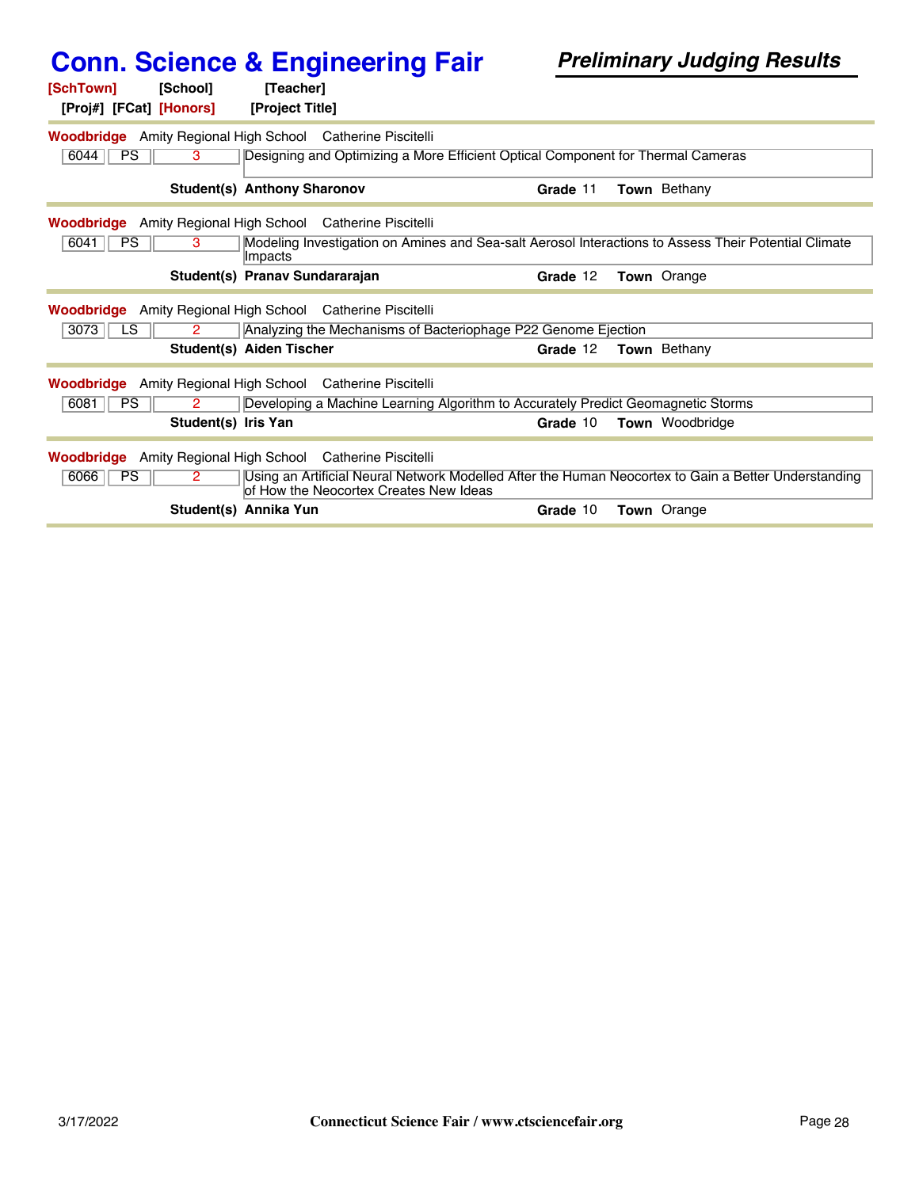# Conn. Science & Engineering Fair

***Preliminary Judging Results***

**[SchTown]** **[School]** **[Teacher]**
**[Proj#]** **[FCat]** **[Honors]** **[Project Title]**

---

**Woodbridge** Amity Regional High School Catherine Piscitelli

| Proj# | FCat | Honors | Project Title |
|---|---|---|---|
| 6044 | PS | 3 | Designing and Optimizing a More Efficient Optical Component for Thermal Cameras |

**Student(s)** **Anthony Sharonov** **Grade** 11 **Town** Bethany

---

**Woodbridge** Amity Regional High School Catherine Piscitelli

| Proj# | FCat | Honors | Project Title |
|---|---|---|---|
| 6041 | PS | 3 | Modeling Investigation on Amines and Sea-salt Aerosol Interactions to Assess Their Potential Climate Impacts |

**Student(s)** **Pranav Sundararajan** **Grade** 12 **Town** Orange

---

**Woodbridge** Amity Regional High School Catherine Piscitelli

| Proj# | FCat | Honors | Project Title |
|---|---|---|---|
| 3073 | LS | 2 | Analyzing the Mechanisms of Bacteriophage P22 Genome Ejection |

**Student(s)** **Aiden Tischer** **Grade** 12 **Town** Bethany

---

**Woodbridge** Amity Regional High School Catherine Piscitelli

| Proj# | FCat | Honors | Project Title |
|---|---|---|---|
| 6081 | PS | 2 | Developing a Machine Learning Algorithm to Accurately Predict Geomagnetic Storms |

**Student(s)** **Iris Yan** **Grade** 10 **Town** Woodbridge

---

**Woodbridge** Amity Regional High School Catherine Piscitelli

| Proj# | FCat | Honors | Project Title |
|---|---|---|---|
| 6066 | PS | 2 | Using an Artificial Neural Network Modelled After the Human Neocortex to Gain a Better Understanding of How the Neocortex Creates New Ideas |

**Student(s)** **Annika Yun** **Grade** 10 **Town** Orange

---